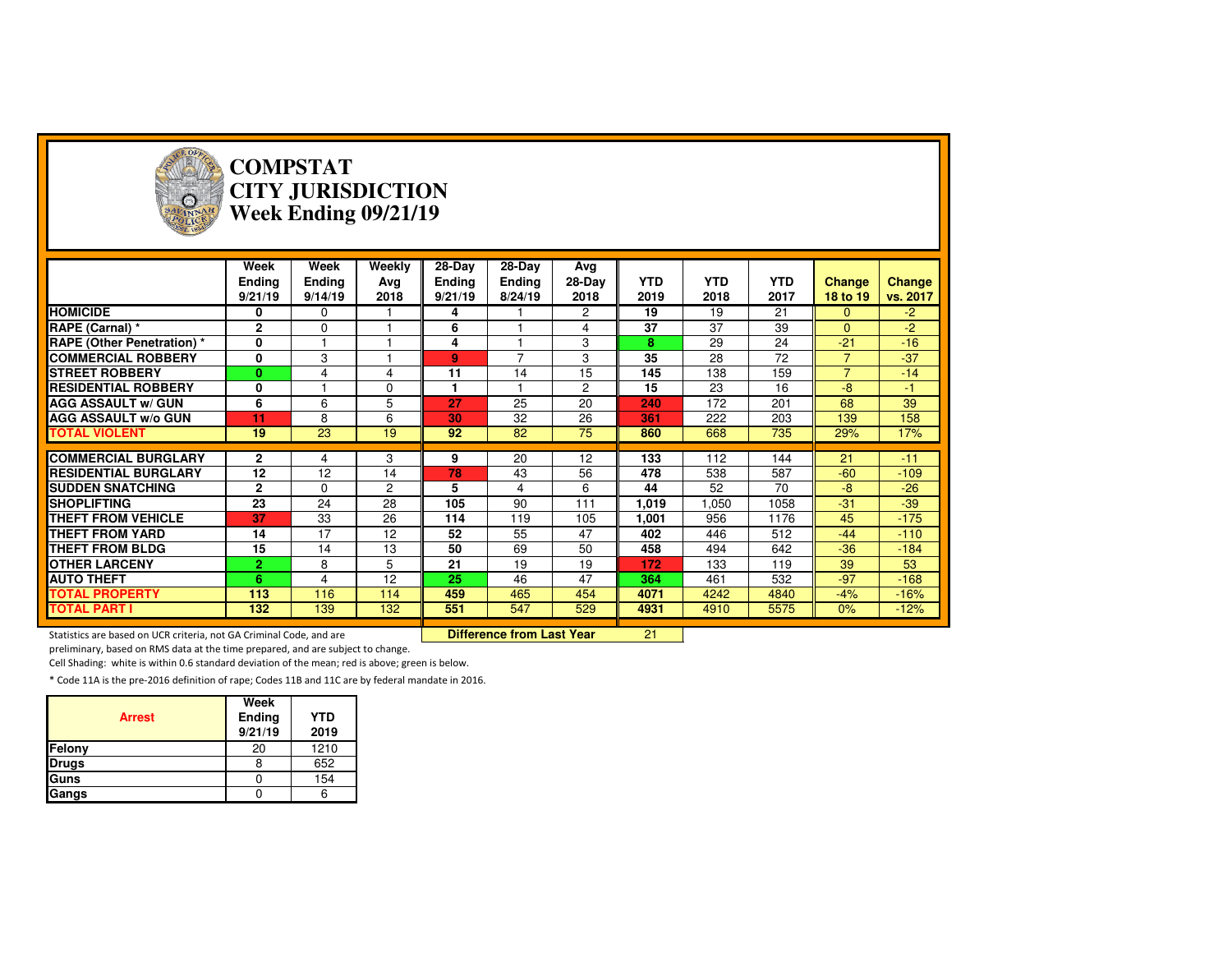# COMPSTAT
# CITY JURISDICTION
# Week Ending 09/21/19

| | Week Ending 9/21/19 | Week Ending 9/14/19 | Weekly Avg 2018 | 28-Day Ending 9/21/19 | 28-Day Ending 8/24/19 | Avg 28-Day 2018 | YTD 2019 | YTD 2018 | YTD 2017 | Change 18 to 19 | Change vs. 2017 |
|---|---|---|---|---|---|---|---|---|---|---|---|
| **HOMICIDE** | **0** | 0 | 1 | **4** | 1 | 2 | **19** | 19 | 21 | 0 | -2 |
| **RAPE (Carnal) *** | **2** | 0 | 1 | **6** | 1 | 4 | **37** | 37 | 39 | 0 | -2 |
| **RAPE (Other Penetration) *** | **0** | 1 | 1 | **4** | 1 | 3 | **8** | 29 | 24 | -21 | -16 |
| **COMMERCIAL ROBBERY** | **0** | 3 | 1 | **9** | 7 | 3 | **35** | 28 | 72 | 7 | -37 |
| **STREET ROBBERY** | **0** | 4 | 4 | **11** | 14 | 15 | **145** | 138 | 159 | 7 | -14 |
| **RESIDENTIAL ROBBERY** | **0** | 1 | 0 | **1** | 1 | 2 | **15** | 23 | 16 | -8 | -1 |
| **AGG ASSAULT w/ GUN** | **6** | 6 | 5 | **27** | 25 | 20 | **240** | 172 | 201 | 68 | 39 |
| **AGG ASSAULT w/o GUN** | **11** | 8 | 6 | **30** | 32 | 26 | **361** | 222 | 203 | 139 | 158 |
| **TOTAL VIOLENT** | **19** | 23 | 19 | **92** | 82 | 75 | **860** | 668 | 735 | 29% | 17% |
| **COMMERCIAL BURGLARY** | **2** | 4 | 3 | **9** | 20 | 12 | **133** | 112 | 144 | 21 | -11 |
| **RESIDENTIAL BURGLARY** | **12** | 12 | 14 | **78** | 43 | 56 | **478** | 538 | 587 | -60 | -109 |
| **SUDDEN SNATCHING** | **2** | 0 | 2 | **5** | 4 | 6 | **44** | 52 | 70 | -8 | -26 |
| **SHOPLIFTING** | **23** | 24 | 28 | **105** | 90 | 111 | **1,019** | 1,050 | 1058 | -31 | -39 |
| **THEFT FROM VEHICLE** | **37** | 33 | 26 | **114** | 119 | 105 | **1,001** | 956 | 1176 | 45 | -175 |
| **THEFT FROM YARD** | **14** | 17 | 12 | **52** | 55 | 47 | **402** | 446 | 512 | -44 | -110 |
| **THEFT FROM BLDG** | **15** | 14 | 13 | **50** | 69 | 50 | **458** | 494 | 642 | -36 | -184 |
| **OTHER LARCENY** | **2** | 8 | 5 | **21** | 19 | 19 | **172** | 133 | 119 | 39 | 53 |
| **AUTO THEFT** | **6** | 4 | 12 | **25** | 46 | 47 | **364** | 461 | 532 | -97 | -168 |
| **TOTAL PROPERTY** | **113** | 116 | 114 | **459** | 465 | 454 | **4071** | 4242 | 4840 | -4% | -16% |
| **TOTAL PART I** | **132** | 139 | 132 | **551** | 547 | 529 | **4931** | 4910 | 5575 | 0% | -12% |

**Difference from Last Year** 21

Statistics are based on UCR criteria, not GA Criminal Code, and are preliminary, based on RMS data at the time prepared, and are subject to change.

Cell Shading: white is within 0.6 standard deviation of the mean; red is above; green is below.

* Code 11A is the pre-2016 definition of rape; Codes 11B and 11C are by federal mandate in 2016.

| Arrest | Week Ending 9/21/19 | YTD 2019 |
|---|---|---|
| **Felony** | 20 | 1210 |
| **Drugs** | 8 | 652 |
| **Guns** | 0 | 154 |
| **Gangs** | 0 | 6 |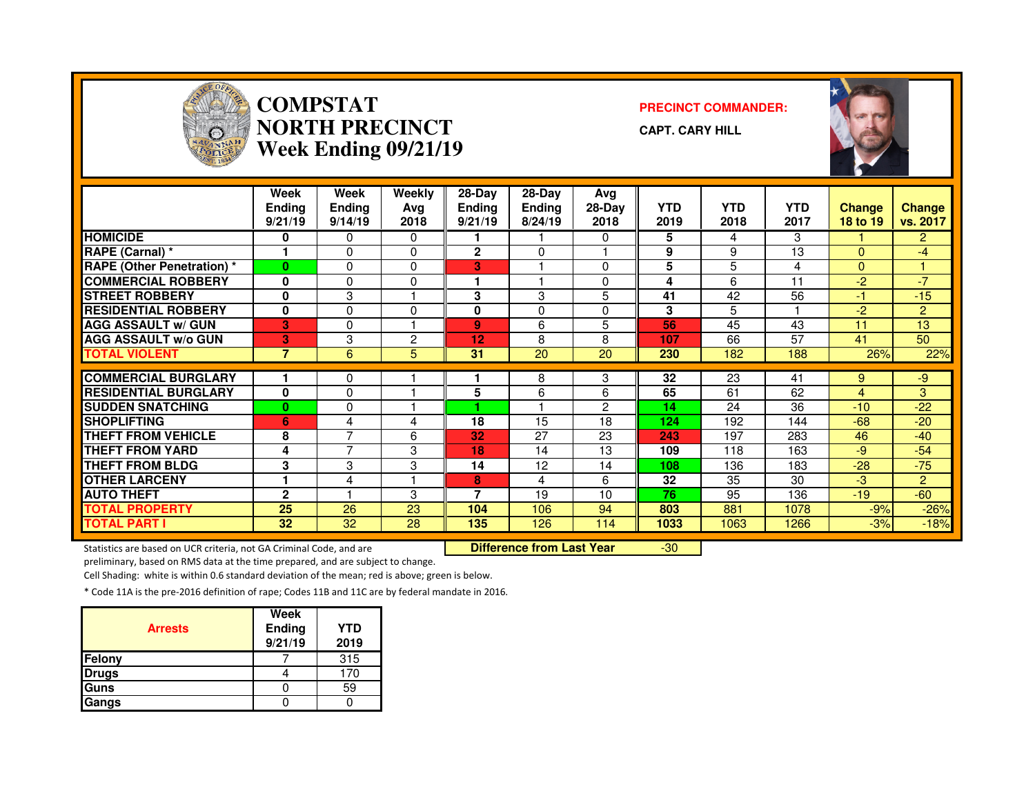# COMPSTAT NORTH PRECINCT
## Week Ending 09/21/19

**PRECINCT COMMANDER:**

**CAPT. CARY HILL**

| | Week Ending 9/21/19 | Week Ending 9/14/19 | Weekly Avg 2018 | 28-Day Ending 9/21/19 | 28-Day Ending 8/24/19 | Avg 28-Day 2018 | YTD 2019 | YTD 2018 | YTD 2017 | Change 18 to 19 | Change vs. 2017 |
|---|---|---|---|---|---|---|---|---|---|---|---|
| HOMICIDE | 0 | 0 | 0 | 1 | 1 | 0 | 5 | 4 | 3 | 1 | 2 |
| RAPE (Carnal) * | 1 | 0 | 0 | 2 | 0 | 1 | 9 | 9 | 13 | 0 | -4 |
| RAPE (Other Penetration) * | 0 | 0 | 0 | 3 | 1 | 0 | 5 | 5 | 4 | 0 | 1 |
| COMMERCIAL ROBBERY | 0 | 0 | 0 | 1 | 1 | 0 | 4 | 6 | 11 | -2 | -7 |
| STREET ROBBERY | 0 | 3 | 1 | 3 | 3 | 5 | 41 | 42 | 56 | -1 | -15 |
| RESIDENTIAL ROBBERY | 0 | 0 | 0 | 0 | 0 | 0 | 3 | 5 | 1 | -2 | 2 |
| AGG ASSAULT w/ GUN | 3 | 0 | 1 | 9 | 6 | 5 | 56 | 45 | 43 | 11 | 13 |
| AGG ASSAULT w/o GUN | 3 | 3 | 2 | 12 | 8 | 8 | 107 | 66 | 57 | 41 | 50 |
| TOTAL VIOLENT | 7 | 6 | 5 | 31 | 20 | 20 | 230 | 182 | 188 | 26% | 22% |
| COMMERCIAL BURGLARY | 1 | 0 | 1 | 1 | 8 | 3 | 32 | 23 | 41 | 9 | -9 |
| RESIDENTIAL BURGLARY | 0 | 0 | 1 | 5 | 6 | 6 | 65 | 61 | 62 | 4 | 3 |
| SUDDEN SNATCHING | 0 | 0 | 1 | 1 | 1 | 2 | 14 | 24 | 36 | -10 | -22 |
| SHOPLIFTING | 6 | 4 | 4 | 18 | 15 | 18 | 124 | 192 | 144 | -68 | -20 |
| THEFT FROM VEHICLE | 8 | 7 | 6 | 32 | 27 | 23 | 243 | 197 | 283 | 46 | -40 |
| THEFT FROM YARD | 4 | 7 | 3 | 18 | 14 | 13 | 109 | 118 | 163 | -9 | -54 |
| THEFT FROM BLDG | 3 | 3 | 3 | 14 | 12 | 14 | 108 | 136 | 183 | -28 | -75 |
| OTHER LARCENY | 1 | 4 | 1 | 8 | 4 | 6 | 32 | 35 | 30 | -3 | 2 |
| AUTO THEFT | 2 | 1 | 3 | 7 | 19 | 10 | 76 | 95 | 136 | -19 | -60 |
| TOTAL PROPERTY | 25 | 26 | 23 | 104 | 106 | 94 | 803 | 881 | 1078 | -9% | -26% |
| TOTAL PART I | 32 | 32 | 28 | 135 | 126 | 114 | 1033 | 1063 | 1266 | -3% | -18% |

**Difference from Last Year** -30

Statistics are based on UCR criteria, not GA Criminal Code, and are preliminary, based on RMS data at the time prepared, and are subject to change.

Cell Shading: white is within 0.6 standard deviation of the mean; red is above; green is below.

* Code 11A is the pre-2016 definition of rape; Codes 11B and 11C are by federal mandate in 2016.

| Arrests | Week Ending 9/21/19 | YTD 2019 |
|---|---|---|
| Felony | 7 | 315 |
| Drugs | 4 | 170 |
| Guns | 0 | 59 |
| Gangs | 0 | 0 |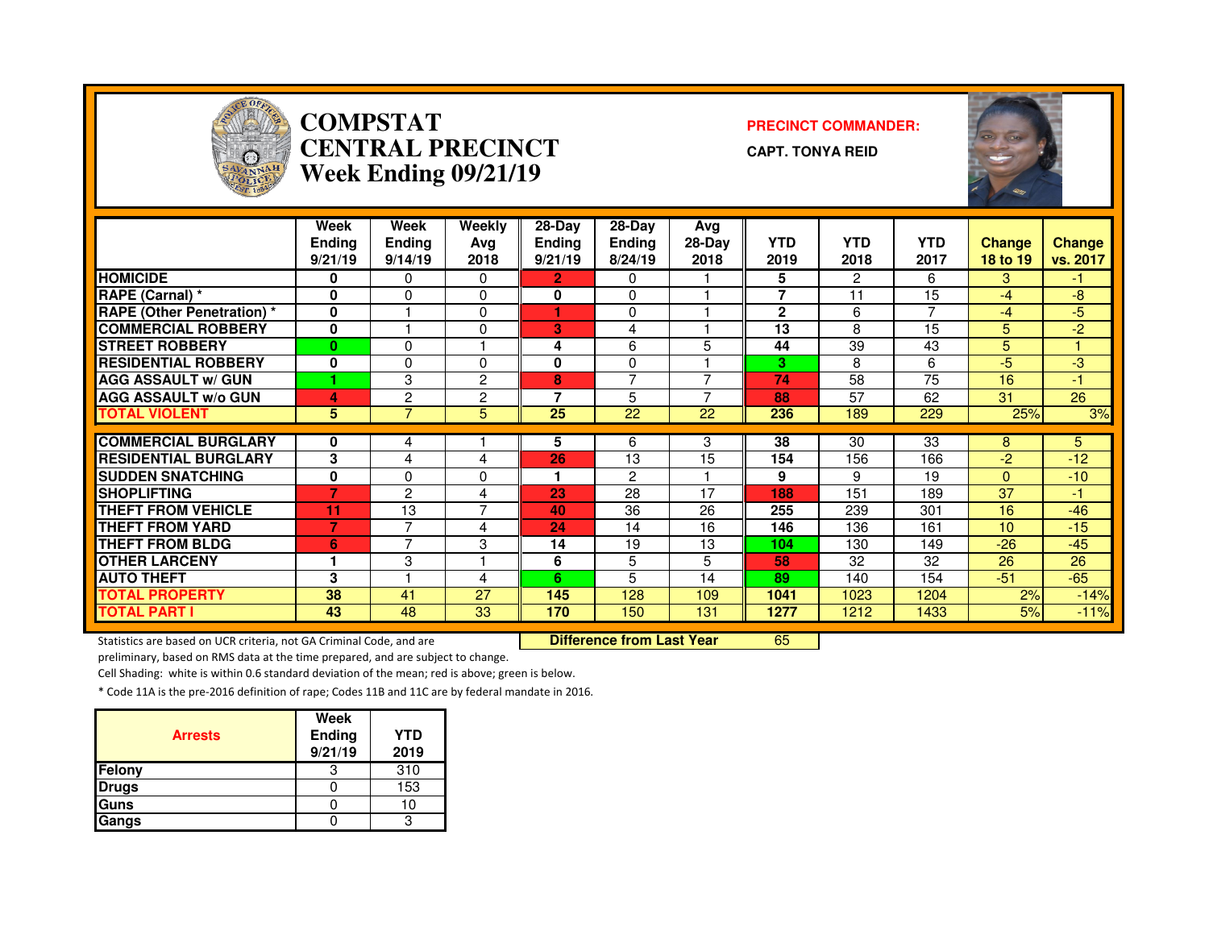# COMPSTAT
# CENTRAL PRECINCT
## Week Ending 09/21/19

**PRECINCT COMMANDER:**

**CAPT. TONYA REID**

| | Week Ending 9/21/19 | Week Ending 9/14/19 | Weekly Avg 2018 | 28-Day Ending 9/21/19 | 28-Day Ending 8/24/19 | Avg 28-Day 2018 | YTD 2019 | YTD 2018 | YTD 2017 | Change 18 to 19 | Change vs. 2017 |
|---|---|---|---|---|---|---|---|---|---|---|---|
| HOMICIDE | 0 | 0 | 0 | 2 | 0 | 1 | 5 | 2 | 6 | 3 | -1 |
| RAPE (Carnal) * | 0 | 0 | 0 | 0 | 0 | 1 | 7 | 11 | 15 | -4 | -8 |
| RAPE (Other Penetration) * | 0 | 1 | 0 | 1 | 0 | 1 | 2 | 6 | 7 | -4 | -5 |
| COMMERCIAL ROBBERY | 0 | 1 | 0 | 3 | 4 | 1 | 13 | 8 | 15 | 5 | -2 |
| STREET ROBBERY | 0 | 0 | 1 | 4 | 6 | 5 | 44 | 39 | 43 | 5 | 1 |
| RESIDENTIAL ROBBERY | 0 | 0 | 0 | 0 | 0 | 1 | 3 | 8 | 6 | -5 | -3 |
| AGG ASSAULT w/ GUN | 1 | 3 | 2 | 8 | 7 | 7 | 74 | 58 | 75 | 16 | -1 |
| AGG ASSAULT w/o GUN | 4 | 2 | 2 | 7 | 5 | 7 | 88 | 57 | 62 | 31 | 26 |
| TOTAL VIOLENT | 5 | 7 | 5 | 25 | 22 | 22 | 236 | 189 | 229 | 25% | 3% |
| COMMERCIAL BURGLARY | 0 | 4 | 1 | 5 | 6 | 3 | 38 | 30 | 33 | 8 | 5 |
| RESIDENTIAL BURGLARY | 3 | 4 | 4 | 26 | 13 | 15 | 154 | 156 | 166 | -2 | -12 |
| SUDDEN SNATCHING | 0 | 0 | 0 | 1 | 2 | 1 | 9 | 9 | 19 | 0 | -10 |
| SHOPLIFTING | 7 | 2 | 4 | 23 | 28 | 17 | 188 | 151 | 189 | 37 | -1 |
| THEFT FROM VEHICLE | 11 | 13 | 7 | 40 | 36 | 26 | 255 | 239 | 301 | 16 | -46 |
| THEFT FROM YARD | 7 | 7 | 4 | 24 | 14 | 16 | 146 | 136 | 161 | 10 | -15 |
| THEFT FROM BLDG | 6 | 7 | 3 | 14 | 19 | 13 | 104 | 130 | 149 | -26 | -45 |
| OTHER LARCENY | 1 | 3 | 1 | 6 | 5 | 5 | 58 | 32 | 32 | 26 | 26 |
| AUTO THEFT | 3 | 1 | 4 | 6 | 5 | 14 | 89 | 140 | 154 | -51 | -65 |
| TOTAL PROPERTY | 38 | 41 | 27 | 145 | 128 | 109 | 1041 | 1023 | 1204 | 2% | -14% |
| TOTAL PART I | 43 | 48 | 33 | 170 | 150 | 131 | 1277 | 1212 | 1433 | 5% | -11% |

**Difference from Last Year** 65

Statistics are based on UCR criteria, not GA Criminal Code, and are preliminary, based on RMS data at the time prepared, and are subject to change.

Cell Shading: white is within 0.6 standard deviation of the mean; red is above; green is below.

* Code 11A is the pre-2016 definition of rape; Codes 11B and 11C are by federal mandate in 2016.

| Arrests | Week Ending 9/21/19 | YTD 2019 |
|---|---|---|
| Felony | 3 | 310 |
| Drugs | 0 | 153 |
| Guns | 0 | 10 |
| Gangs | 0 | 3 |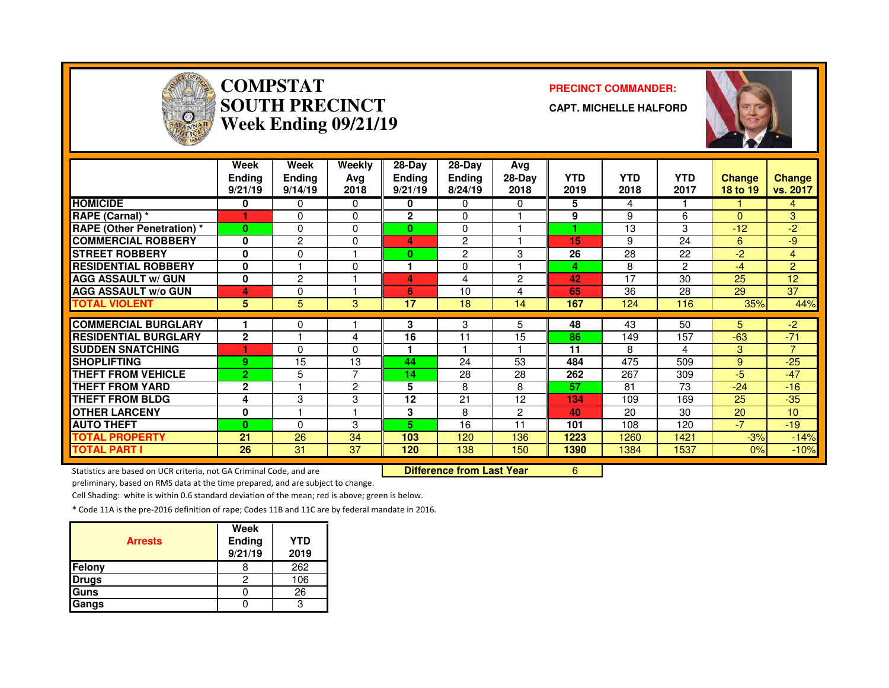# COMPSTAT
# SOUTH PRECINCT
# Week Ending 09/21/19

**PRECINCT COMMANDER:**

**CAPT. MICHELLE HALFORD**

| | Week Ending 9/21/19 | Week Ending 9/14/19 | Weekly Avg 2018 | 28-Day Ending 9/21/19 | 28-Day Ending 8/24/19 | Avg 28-Day 2018 | YTD 2019 | YTD 2018 | YTD 2017 | Change 18 to 19 | Change vs. 2017 |
|---|---|---|---|---|---|---|---|---|---|---|---|
| HOMICIDE | 0 | 0 | 0 | 0 | 0 | 0 | 5 | 4 | 1 | 1 | 4 |
| RAPE (Carnal) * | 1 | 0 | 0 | 2 | 0 | 1 | 9 | 9 | 6 | 0 | 3 |
| RAPE (Other Penetration) * | 0 | 0 | 0 | 0 | 0 | 1 | 1 | 13 | 3 | -12 | -2 |
| COMMERCIAL ROBBERY | 0 | 2 | 0 | 4 | 2 | 1 | 15 | 9 | 24 | 6 | -9 |
| STREET ROBBERY | 0 | 0 | 1 | 0 | 2 | 3 | 26 | 28 | 22 | -2 | 4 |
| RESIDENTIAL ROBBERY | 0 | 1 | 0 | 1 | 0 | 1 | 4 | 8 | 2 | -4 | 2 |
| AGG ASSAULT w/ GUN | 0 | 2 | 1 | 4 | 4 | 2 | 42 | 17 | 30 | 25 | 12 |
| AGG ASSAULT w/o GUN | 4 | 0 | 1 | 6 | 10 | 4 | 65 | 36 | 28 | 29 | 37 |
| TOTAL VIOLENT | 5 | 5 | 3 | 17 | 18 | 14 | 167 | 124 | 116 | 35% | 44% |
| COMMERCIAL BURGLARY | 1 | 0 | 1 | 3 | 3 | 5 | 48 | 43 | 50 | 5 | -2 |
| RESIDENTIAL BURGLARY | 2 | 1 | 4 | 16 | 11 | 15 | 86 | 149 | 157 | -63 | -71 |
| SUDDEN SNATCHING | 1 | 0 | 0 | 1 | 1 | 1 | 11 | 8 | 4 | 3 | 7 |
| SHOPLIFTING | 9 | 15 | 13 | 44 | 24 | 53 | 484 | 475 | 509 | 9 | -25 |
| THEFT FROM VEHICLE | 2 | 5 | 7 | 14 | 28 | 28 | 262 | 267 | 309 | -5 | -47 |
| THEFT FROM YARD | 2 | 1 | 2 | 5 | 8 | 8 | 57 | 81 | 73 | -24 | -16 |
| THEFT FROM BLDG | 4 | 3 | 3 | 12 | 21 | 12 | 134 | 109 | 169 | 25 | -35 |
| OTHER LARCENY | 0 | 1 | 1 | 3 | 8 | 2 | 40 | 20 | 30 | 20 | 10 |
| AUTO THEFT | 0 | 0 | 3 | 5 | 16 | 11 | 101 | 108 | 120 | -7 | -19 |
| TOTAL PROPERTY | 21 | 26 | 34 | 103 | 120 | 136 | 1223 | 1260 | 1421 | -3% | -14% |
| TOTAL PART I | 26 | 31 | 37 | 120 | 138 | 150 | 1390 | 1384 | 1537 | 0% | -10% |

**Difference from Last Year** 6

Statistics are based on UCR criteria, not GA Criminal Code, and are preliminary, based on RMS data at the time prepared, and are subject to change.

Cell Shading: white is within 0.6 standard deviation of the mean; red is above; green is below.

* Code 11A is the pre-2016 definition of rape; Codes 11B and 11C are by federal mandate in 2016.

| Arrests | Week Ending 9/21/19 | YTD 2019 |
|---|---|---|
| Felony | 8 | 262 |
| Drugs | 2 | 106 |
| Guns | 0 | 26 |
| Gangs | 0 | 3 |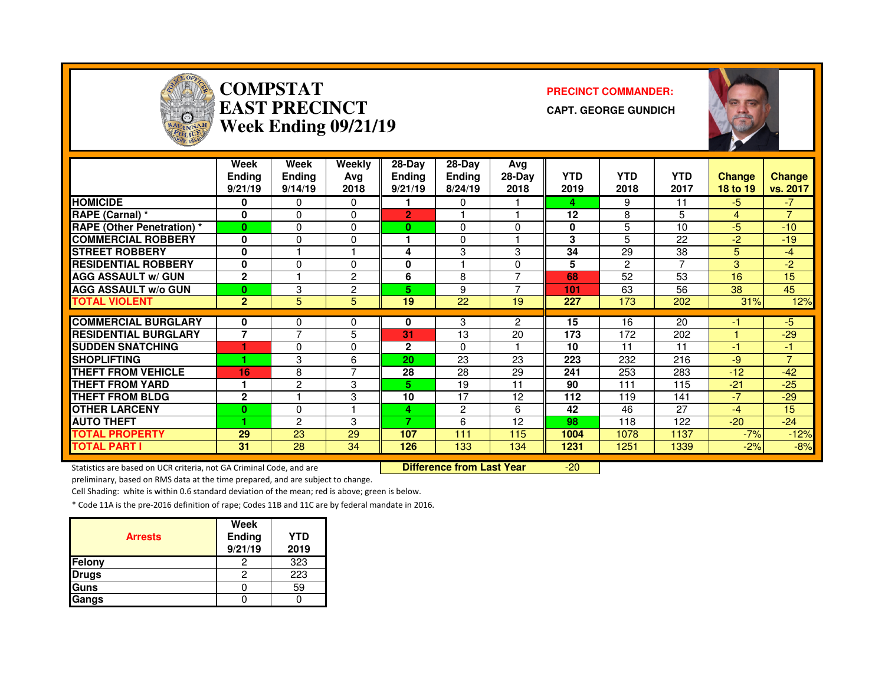# COMPSTAT
# EAST PRECINCT
# Week Ending 09/21/19

**PRECINCT COMMANDER:**

**CAPT. GEORGE GUNDICH**

| | Week Ending 9/21/19 | Week Ending 9/14/19 | Weekly Avg 2018 | 28-Day Ending 9/21/19 | 28-Day Ending 8/24/19 | Avg 28-Day 2018 | YTD 2019 | YTD 2018 | YTD 2017 | Change 18 to 19 | Change vs. 2017 |
|---|---|---|---|---|---|---|---|---|---|---|---|
| HOMICIDE | 0 | 0 | 0 | 1 | 0 | 1 | 4 | 9 | 11 | -5 | -7 |
| RAPE (Carnal) * | 0 | 0 | 0 | 2 | 1 | 1 | 12 | 8 | 5 | 4 | 7 |
| RAPE (Other Penetration) * | 0 | 0 | 0 | 0 | 0 | 0 | 0 | 5 | 10 | -5 | -10 |
| COMMERCIAL ROBBERY | 0 | 0 | 0 | 1 | 0 | 1 | 3 | 5 | 22 | -2 | -19 |
| STREET ROBBERY | 0 | 1 | 1 | 4 | 3 | 3 | 34 | 29 | 38 | 5 | -4 |
| RESIDENTIAL ROBBERY | 0 | 0 | 0 | 0 | 1 | 0 | 5 | 2 | 7 | 3 | -2 |
| AGG ASSAULT w/ GUN | 2 | 1 | 2 | 6 | 8 | 7 | 68 | 52 | 53 | 16 | 15 |
| AGG ASSAULT w/o GUN | 0 | 3 | 2 | 5 | 9 | 7 | 101 | 63 | 56 | 38 | 45 |
| TOTAL VIOLENT | 2 | 5 | 5 | 19 | 22 | 19 | 227 | 173 | 202 | 31% | 12% |
| COMMERCIAL BURGLARY | 0 | 0 | 0 | 0 | 3 | 2 | 15 | 16 | 20 | -1 | -5 |
| RESIDENTIAL BURGLARY | 7 | 7 | 5 | 31 | 13 | 20 | 173 | 172 | 202 | 1 | -29 |
| SUDDEN SNATCHING | 1 | 0 | 0 | 2 | 0 | 1 | 10 | 11 | 11 | -1 | -1 |
| SHOPLIFTING | 1 | 3 | 6 | 20 | 23 | 23 | 223 | 232 | 216 | -9 | 7 |
| THEFT FROM VEHICLE | 16 | 8 | 7 | 28 | 28 | 29 | 241 | 253 | 283 | -12 | -42 |
| THEFT FROM YARD | 1 | 2 | 3 | 5 | 19 | 11 | 90 | 111 | 115 | -21 | -25 |
| THEFT FROM BLDG | 2 | 1 | 3 | 10 | 17 | 12 | 112 | 119 | 141 | -7 | -29 |
| OTHER LARCENY | 0 | 0 | 1 | 4 | 2 | 6 | 42 | 46 | 27 | -4 | 15 |
| AUTO THEFT | 1 | 2 | 3 | 7 | 6 | 12 | 98 | 118 | 122 | -20 | -24 |
| TOTAL PROPERTY | 29 | 23 | 29 | 107 | 111 | 115 | 1004 | 1078 | 1137 | -7% | -12% |
| TOTAL PART I | 31 | 28 | 34 | 126 | 133 | 134 | 1231 | 1251 | 1339 | -2% | -8% |

**Difference from Last Year** -20

Statistics are based on UCR criteria, not GA Criminal Code, and are preliminary, based on RMS data at the time prepared, and are subject to change.

Cell Shading: white is within 0.6 standard deviation of the mean; red is above; green is below.

* Code 11A is the pre-2016 definition of rape; Codes 11B and 11C are by federal mandate in 2016.

| Arrests | Week Ending 9/21/19 | YTD 2019 |
|---|---|---|
| Felony | 2 | 323 |
| Drugs | 2 | 223 |
| Guns | 0 | 59 |
| Gangs | 0 | 0 |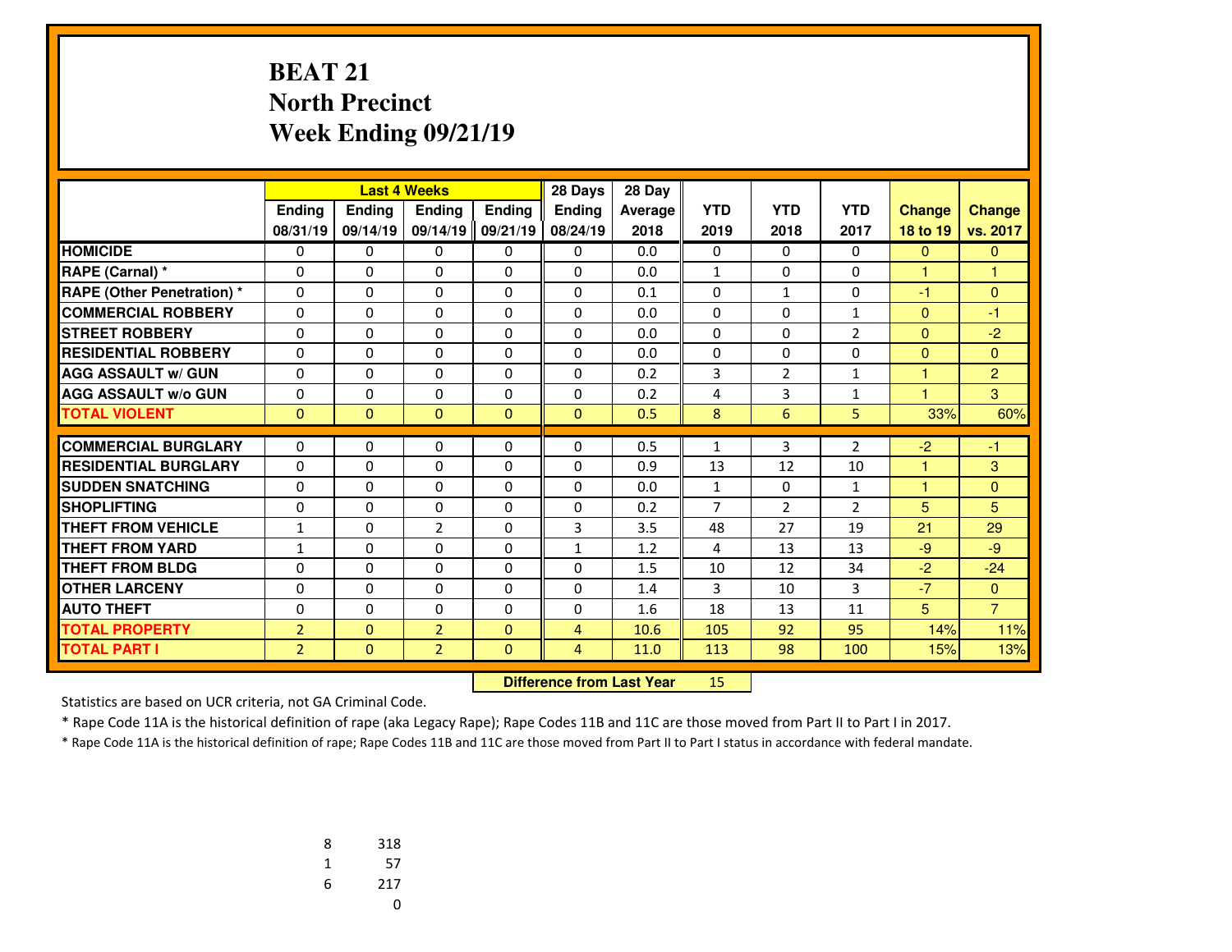# BEAT 21
# North Precinct
# Week Ending 09/21/19

| | Last 4 Weeks | | | | 28 Days | 28 Day | | | | | |
|---|---|---|---|---|---|---|---|---|---|---|---|
| | Ending 08/31/19 | Ending 09/14/19 | Ending 09/14/19 | Ending 09/21/19 | Ending 08/24/19 | Average 2018 | YTD 2019 | YTD 2018 | YTD 2017 | Change 18 to 19 | Change vs. 2017 |
| HOMICIDE | 0 | 0 | 0 | 0 | 0 | 0.0 | 0 | 0 | 0 | 0 | 0 |
| RAPE (Carnal) * | 0 | 0 | 0 | 0 | 0 | 0.0 | 1 | 0 | 0 | 1 | 1 |
| RAPE (Other Penetration) * | 0 | 0 | 0 | 0 | 0 | 0.1 | 0 | 1 | 0 | -1 | 0 |
| COMMERCIAL ROBBERY | 0 | 0 | 0 | 0 | 0 | 0.0 | 0 | 0 | 1 | 0 | -1 |
| STREET ROBBERY | 0 | 0 | 0 | 0 | 0 | 0.0 | 0 | 0 | 2 | 0 | -2 |
| RESIDENTIAL ROBBERY | 0 | 0 | 0 | 0 | 0 | 0.0 | 0 | 0 | 0 | 0 | 0 |
| AGG ASSAULT w/ GUN | 0 | 0 | 0 | 0 | 0 | 0.2 | 3 | 2 | 1 | 1 | 2 |
| AGG ASSAULT w/o GUN | 0 | 0 | 0 | 0 | 0 | 0.2 | 4 | 3 | 1 | 1 | 3 |
| TOTAL VIOLENT | 0 | 0 | 0 | 0 | 0 | 0.5 | 8 | 6 | 5 | 33% | 60% |
| COMMERCIAL BURGLARY | 0 | 0 | 0 | 0 | 0 | 0.5 | 1 | 3 | 2 | -2 | -1 |
| RESIDENTIAL BURGLARY | 0 | 0 | 0 | 0 | 0 | 0.9 | 13 | 12 | 10 | 1 | 3 |
| SUDDEN SNATCHING | 0 | 0 | 0 | 0 | 0 | 0.0 | 1 | 0 | 1 | 1 | 0 |
| SHOPLIFTING | 0 | 0 | 0 | 0 | 0 | 0.2 | 7 | 2 | 2 | 5 | 5 |
| THEFT FROM VEHICLE | 1 | 0 | 2 | 0 | 3 | 3.5 | 48 | 27 | 19 | 21 | 29 |
| THEFT FROM YARD | 1 | 0 | 0 | 0 | 1 | 1.2 | 4 | 13 | 13 | -9 | -9 |
| THEFT FROM BLDG | 0 | 0 | 0 | 0 | 0 | 1.5 | 10 | 12 | 34 | -2 | -24 |
| OTHER LARCENY | 0 | 0 | 0 | 0 | 0 | 1.4 | 3 | 10 | 3 | -7 | 0 |
| AUTO THEFT | 0 | 0 | 0 | 0 | 0 | 1.6 | 18 | 13 | 11 | 5 | 7 |
| TOTAL PROPERTY | 2 | 0 | 2 | 0 | 4 | 10.6 | 105 | 92 | 95 | 14% | 11% |
| TOTAL PART I | 2 | 0 | 2 | 0 | 4 | 11.0 | 113 | 98 | 100 | 15% | 13% |

**Difference from Last Year** 15

Statistics are based on UCR criteria, not GA Criminal Code.

* Rape Code 11A is the historical definition of rape (aka Legacy Rape); Rape Codes 11B and 11C are those moved from Part II to Part I in 2017.

* Rape Code 11A is the historical definition of rape; Rape Codes 11B and 11C are those moved from Part II to Part I status in accordance with federal mandate.

| | |
|---|---|
| 8 | 318 |
| 1 | 57 |
| 6 | 217 |
| | 0 |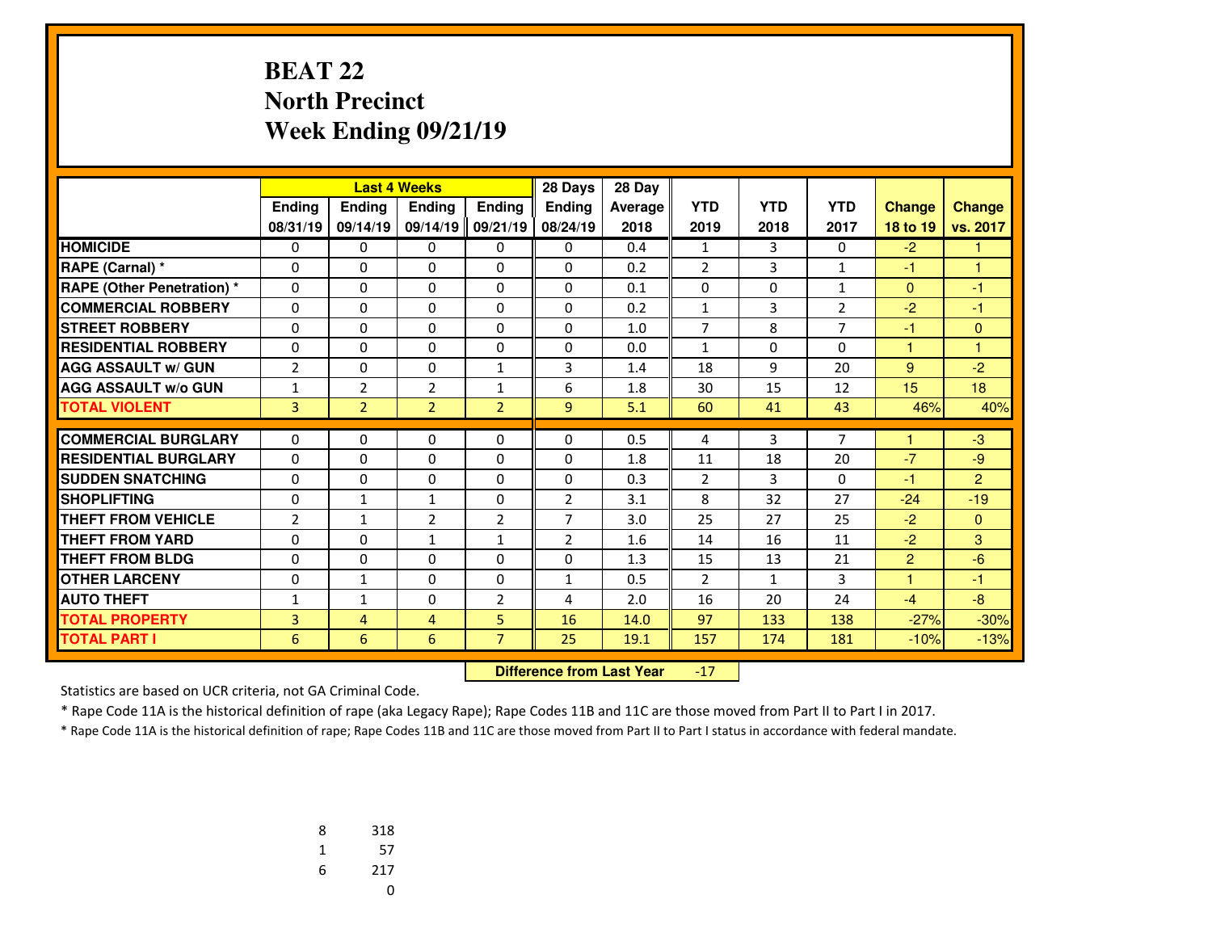# BEAT 22
# North Precinct
# Week Ending 09/21/19

| | Last 4 Weeks | | | | 28 Days | 28 Day | | | | | |
|---|---|---|---|---|---|---|---|---|---|---|---|
| | Ending 08/31/19 | Ending 09/14/19 | Ending 09/14/19 | Ending 09/21/19 | Ending 08/24/19 | Average 2018 | YTD 2019 | YTD 2018 | YTD 2017 | Change 18 to 19 | Change vs. 2017 |
| HOMICIDE | 0 | 0 | 0 | 0 | 0 | 0.4 | 1 | 3 | 0 | -2 | 1 |
| RAPE (Carnal) * | 0 | 0 | 0 | 0 | 0 | 0.2 | 2 | 3 | 1 | -1 | 1 |
| RAPE (Other Penetration) * | 0 | 0 | 0 | 0 | 0 | 0.1 | 0 | 0 | 1 | 0 | -1 |
| COMMERCIAL ROBBERY | 0 | 0 | 0 | 0 | 0 | 0.2 | 1 | 3 | 2 | -2 | -1 |
| STREET ROBBERY | 0 | 0 | 0 | 0 | 0 | 1.0 | 7 | 8 | 7 | -1 | 0 |
| RESIDENTIAL ROBBERY | 0 | 0 | 0 | 0 | 0 | 0.0 | 1 | 0 | 0 | 1 | 1 |
| AGG ASSAULT w/ GUN | 2 | 0 | 0 | 1 | 3 | 1.4 | 18 | 9 | 20 | 9 | -2 |
| AGG ASSAULT w/o GUN | 1 | 2 | 2 | 1 | 6 | 1.8 | 30 | 15 | 12 | 15 | 18 |
| TOTAL VIOLENT | 3 | 2 | 2 | 2 | 9 | 5.1 | 60 | 41 | 43 | 46% | 40% |
| COMMERCIAL BURGLARY | 0 | 0 | 0 | 0 | 0 | 0.5 | 4 | 3 | 7 | 1 | -3 |
| RESIDENTIAL BURGLARY | 0 | 0 | 0 | 0 | 0 | 1.8 | 11 | 18 | 20 | -7 | -9 |
| SUDDEN SNATCHING | 0 | 0 | 0 | 0 | 0 | 0.3 | 2 | 3 | 0 | -1 | 2 |
| SHOPLIFTING | 0 | 1 | 1 | 0 | 2 | 3.1 | 8 | 32 | 27 | -24 | -19 |
| THEFT FROM VEHICLE | 2 | 1 | 2 | 2 | 7 | 3.0 | 25 | 27 | 25 | -2 | 0 |
| THEFT FROM YARD | 0 | 0 | 1 | 1 | 2 | 1.6 | 14 | 16 | 11 | -2 | 3 |
| THEFT FROM BLDG | 0 | 0 | 0 | 0 | 0 | 1.3 | 15 | 13 | 21 | 2 | -6 |
| OTHER LARCENY | 0 | 1 | 0 | 0 | 1 | 0.5 | 2 | 1 | 3 | 1 | -1 |
| AUTO THEFT | 1 | 1 | 0 | 2 | 4 | 2.0 | 16 | 20 | 24 | -4 | -8 |
| TOTAL PROPERTY | 3 | 4 | 4 | 5 | 16 | 14.0 | 97 | 133 | 138 | -27% | -30% |
| TOTAL PART I | 6 | 6 | 6 | 7 | 25 | 19.1 | 157 | 174 | 181 | -10% | -13% |

**Difference from Last Year** -17

Statistics are based on UCR criteria, not GA Criminal Code.

* Rape Code 11A is the historical definition of rape (aka Legacy Rape); Rape Codes 11B and 11C are those moved from Part II to Part I in 2017.

* Rape Code 11A is the historical definition of rape; Rape Codes 11B and 11C are those moved from Part II to Part I status in accordance with federal mandate.

| | |
|---|---|
| 8 | 318 |
| 1 | 57 |
| 6 | 217 |
| | 0 |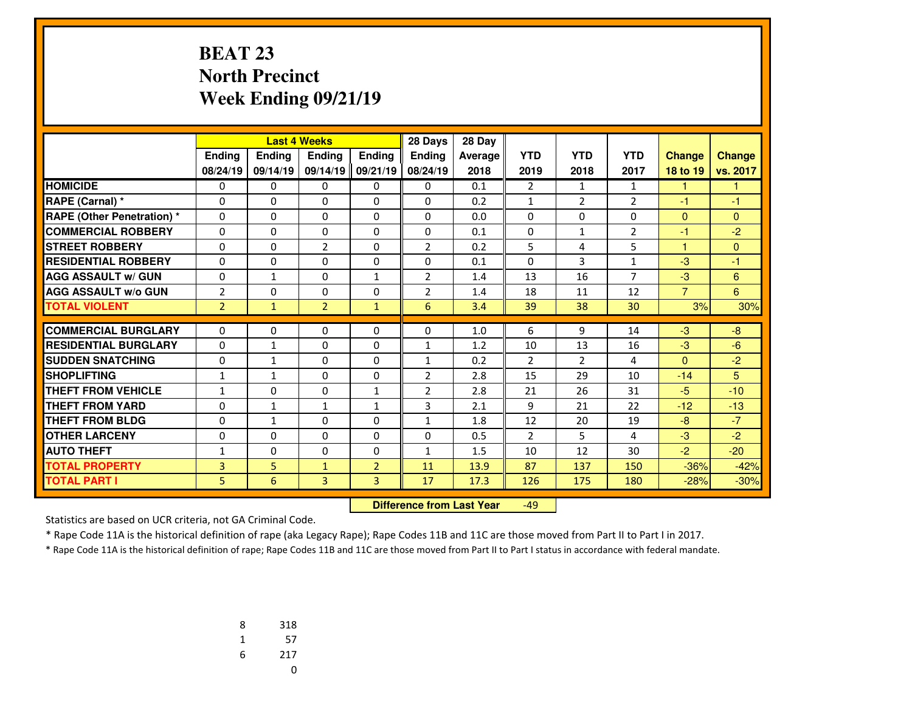# BEAT 23
## North Precinct
## Week Ending 09/21/19

| | Last 4 Weeks | | | | 28 Days | 28 Day | | | | | |
|---|---|---|---|---|---|---|---|---|---|---|---|
| | Ending 08/24/19 | Ending 09/14/19 | Ending 09/14/19 | Ending 09/21/19 | Ending 08/24/19 | Average 2018 | YTD 2019 | YTD 2018 | YTD 2017 | Change 18 to 19 | Change vs. 2017 |
| **HOMICIDE** | 0 | 0 | 0 | 0 | 0 | 0.1 | 2 | 1 | 1 | 1 | 1 |
| **RAPE (Carnal) *** | 0 | 0 | 0 | 0 | 0 | 0.2 | 1 | 2 | 2 | -1 | -1 |
| **RAPE (Other Penetration) *** | 0 | 0 | 0 | 0 | 0 | 0.0 | 0 | 0 | 0 | 0 | 0 |
| **COMMERCIAL ROBBERY** | 0 | 0 | 0 | 0 | 0 | 0.1 | 0 | 1 | 2 | -1 | -2 |
| **STREET ROBBERY** | 0 | 0 | 2 | 0 | 2 | 0.2 | 5 | 4 | 5 | 1 | 0 |
| **RESIDENTIAL ROBBERY** | 0 | 0 | 0 | 0 | 0 | 0.1 | 0 | 3 | 1 | -3 | -1 |
| **AGG ASSAULT w/ GUN** | 0 | 1 | 0 | 1 | 2 | 1.4 | 13 | 16 | 7 | -3 | 6 |
| **AGG ASSAULT w/o GUN** | 2 | 0 | 0 | 0 | 2 | 1.4 | 18 | 11 | 12 | 7 | 6 |
| **TOTAL VIOLENT** | 2 | 1 | 2 | 1 | 6 | 3.4 | 39 | 38 | 30 | 3% | 30% |
| **COMMERCIAL BURGLARY** | 0 | 0 | 0 | 0 | 0 | 1.0 | 6 | 9 | 14 | -3 | -8 |
| **RESIDENTIAL BURGLARY** | 0 | 1 | 0 | 0 | 1 | 1.2 | 10 | 13 | 16 | -3 | -6 |
| **SUDDEN SNATCHING** | 0 | 1 | 0 | 0 | 1 | 0.2 | 2 | 2 | 4 | 0 | -2 |
| **SHOPLIFTING** | 1 | 1 | 0 | 0 | 2 | 2.8 | 15 | 29 | 10 | -14 | 5 |
| **THEFT FROM VEHICLE** | 1 | 0 | 0 | 1 | 2 | 2.8 | 21 | 26 | 31 | -5 | -10 |
| **THEFT FROM YARD** | 0 | 1 | 1 | 1 | 3 | 2.1 | 9 | 21 | 22 | -12 | -13 |
| **THEFT FROM BLDG** | 0 | 1 | 0 | 0 | 1 | 1.8 | 12 | 20 | 19 | -8 | -7 |
| **OTHER LARCENY** | 0 | 0 | 0 | 0 | 0 | 0.5 | 2 | 5 | 4 | -3 | -2 |
| **AUTO THEFT** | 1 | 0 | 0 | 0 | 1 | 1.5 | 10 | 12 | 30 | -2 | -20 |
| **TOTAL PROPERTY** | 3 | 5 | 1 | 2 | 11 | 13.9 | 87 | 137 | 150 | -36% | -42% |
| **TOTAL PART I** | 5 | 6 | 3 | 3 | 17 | 17.3 | 126 | 175 | 180 | -28% | -30% |

**Difference from Last Year** -49

Statistics are based on UCR criteria, not GA Criminal Code.

* Rape Code 11A is the historical definition of rape (aka Legacy Rape); Rape Codes 11B and 11C are those moved from Part II to Part I in 2017.

* Rape Code 11A is the historical definition of rape; Rape Codes 11B and 11C are those moved from Part II to Part I status in accordance with federal mandate.

| | |
|---|---|
| 8 | 318 |
| 1 | 57 |
| 6 | 217 |
| | 0 |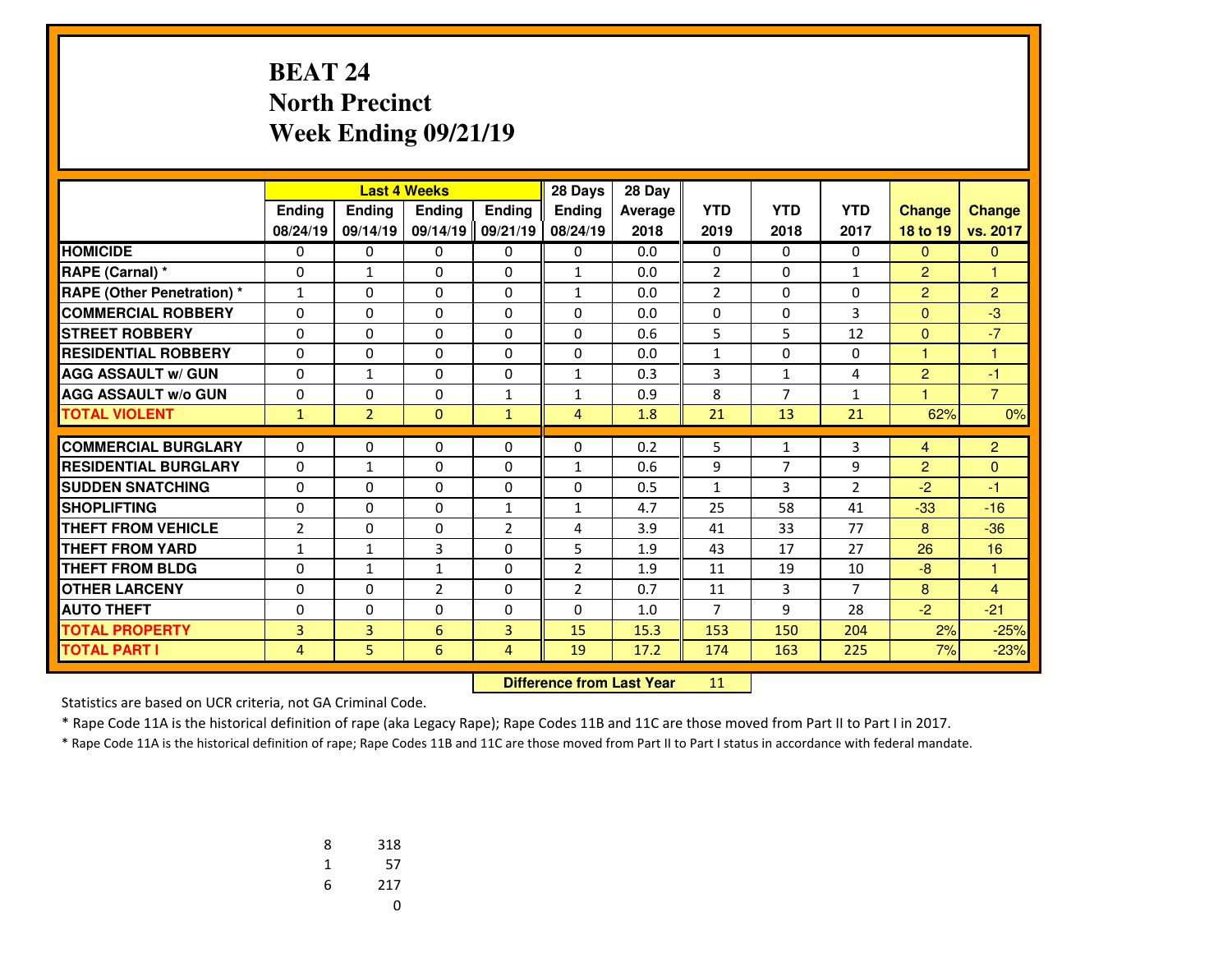# BEAT 24
# North Precinct
# Week Ending 09/21/19

| | Last 4 Weeks | | | | 28 Days | 28 Day | | | | | |
|---|---|---|---|---|---|---|---|---|---|---|---|
| | Ending 08/24/19 | Ending 09/14/19 | Ending 09/14/19 | Ending 09/21/19 | Ending 08/24/19 | Average 2018 | YTD 2019 | YTD 2018 | YTD 2017 | Change 18 to 19 | Change vs. 2017 |
| HOMICIDE | 0 | 0 | 0 | 0 | 0 | 0.0 | 0 | 0 | 0 | 0 | 0 |
| RAPE (Carnal) * | 0 | 1 | 0 | 0 | 1 | 0.0 | 2 | 0 | 1 | 2 | 1 |
| RAPE (Other Penetration) * | 1 | 0 | 0 | 0 | 1 | 0.0 | 2 | 0 | 0 | 2 | 2 |
| COMMERCIAL ROBBERY | 0 | 0 | 0 | 0 | 0 | 0.0 | 0 | 0 | 3 | 0 | -3 |
| STREET ROBBERY | 0 | 0 | 0 | 0 | 0 | 0.6 | 5 | 5 | 12 | 0 | -7 |
| RESIDENTIAL ROBBERY | 0 | 0 | 0 | 0 | 0 | 0.0 | 1 | 0 | 0 | 1 | 1 |
| AGG ASSAULT w/ GUN | 0 | 1 | 0 | 0 | 1 | 0.3 | 3 | 1 | 4 | 2 | -1 |
| AGG ASSAULT w/o GUN | 0 | 0 | 0 | 1 | 1 | 0.9 | 8 | 7 | 1 | 1 | 7 |
| TOTAL VIOLENT | 1 | 2 | 0 | 1 | 4 | 1.8 | 21 | 13 | 21 | 62% | 0% |
| COMMERCIAL BURGLARY | 0 | 0 | 0 | 0 | 0 | 0.2 | 5 | 1 | 3 | 4 | 2 |
| RESIDENTIAL BURGLARY | 0 | 1 | 0 | 0 | 1 | 0.6 | 9 | 7 | 9 | 2 | 0 |
| SUDDEN SNATCHING | 0 | 0 | 0 | 0 | 0 | 0.5 | 1 | 3 | 2 | -2 | -1 |
| SHOPLIFTING | 0 | 0 | 0 | 1 | 1 | 4.7 | 25 | 58 | 41 | -33 | -16 |
| THEFT FROM VEHICLE | 2 | 0 | 0 | 2 | 4 | 3.9 | 41 | 33 | 77 | 8 | -36 |
| THEFT FROM YARD | 1 | 1 | 3 | 0 | 5 | 1.9 | 43 | 17 | 27 | 26 | 16 |
| THEFT FROM BLDG | 0 | 1 | 1 | 0 | 2 | 1.9 | 11 | 19 | 10 | -8 | 1 |
| OTHER LARCENY | 0 | 0 | 2 | 0 | 2 | 0.7 | 11 | 3 | 7 | 8 | 4 |
| AUTO THEFT | 0 | 0 | 0 | 0 | 0 | 1.0 | 7 | 9 | 28 | -2 | -21 |
| TOTAL PROPERTY | 3 | 3 | 6 | 3 | 15 | 15.3 | 153 | 150 | 204 | 2% | -25% |
| TOTAL PART I | 4 | 5 | 6 | 4 | 19 | 17.2 | 174 | 163 | 225 | 7% | -23% |

**Difference from Last Year** 11

Statistics are based on UCR criteria, not GA Criminal Code.

* Rape Code 11A is the historical definition of rape (aka Legacy Rape); Rape Codes 11B and 11C are those moved from Part II to Part I in 2017.

* Rape Code 11A is the historical definition of rape; Rape Codes 11B and 11C are those moved from Part II to Part I status in accordance with federal mandate.

| | |
|---|---|
| 8 | 318 |
| 1 | 57 |
| 6 | 217 |
| | 0 |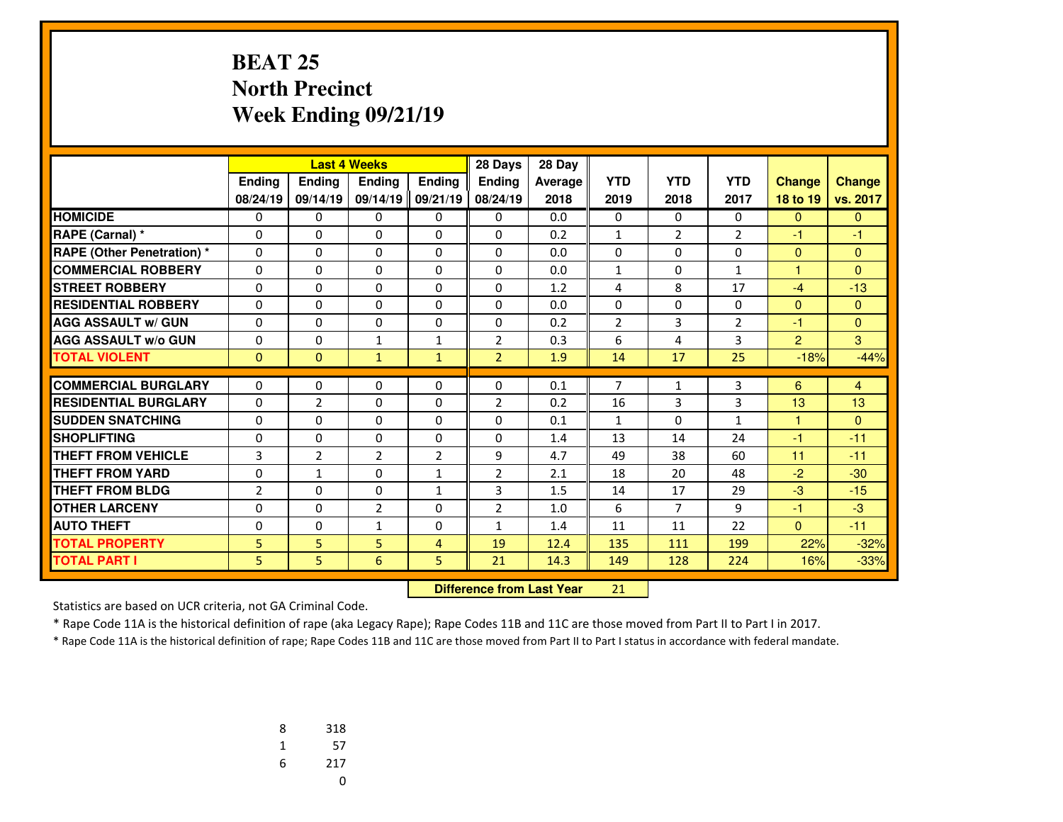# BEAT 25
# North Precinct
# Week Ending 09/21/19

| | Last 4 Weeks | | | | 28 Days | 28 Day | | | | | |
|---|---|---|---|---|---|---|---|---|---|---|---|
| | Ending 08/24/19 | Ending 09/14/19 | Ending 09/14/19 | Ending 09/21/19 | Ending 08/24/19 | Average 2018 | YTD 2019 | YTD 2018 | YTD 2017 | Change 18 to 19 | Change vs. 2017 |
| **HOMICIDE** | 0 | 0 | 0 | 0 | 0 | 0.0 | 0 | 0 | 0 | 0 | 0 |
| **RAPE (Carnal) *** | 0 | 0 | 0 | 0 | 0 | 0.2 | 1 | 2 | 2 | -1 | -1 |
| **RAPE (Other Penetration) *** | 0 | 0 | 0 | 0 | 0 | 0.0 | 0 | 0 | 0 | 0 | 0 |
| **COMMERCIAL ROBBERY** | 0 | 0 | 0 | 0 | 0 | 0.0 | 1 | 0 | 1 | 1 | 0 |
| **STREET ROBBERY** | 0 | 0 | 0 | 0 | 0 | 1.2 | 4 | 8 | 17 | -4 | -13 |
| **RESIDENTIAL ROBBERY** | 0 | 0 | 0 | 0 | 0 | 0.0 | 0 | 0 | 0 | 0 | 0 |
| **AGG ASSAULT w/ GUN** | 0 | 0 | 0 | 0 | 0 | 0.2 | 2 | 3 | 2 | -1 | 0 |
| **AGG ASSAULT w/o GUN** | 0 | 0 | 1 | 1 | 2 | 0.3 | 6 | 4 | 3 | 2 | 3 |
| **TOTAL VIOLENT** | 0 | 0 | 1 | 1 | 2 | 1.9 | 14 | 17 | 25 | -18% | -44% |
| **COMMERCIAL BURGLARY** | 0 | 0 | 0 | 0 | 0 | 0.1 | 7 | 1 | 3 | 6 | 4 |
| **RESIDENTIAL BURGLARY** | 0 | 2 | 0 | 0 | 2 | 0.2 | 16 | 3 | 3 | 13 | 13 |
| **SUDDEN SNATCHING** | 0 | 0 | 0 | 0 | 0 | 0.1 | 1 | 0 | 1 | 1 | 0 |
| **SHOPLIFTING** | 0 | 0 | 0 | 0 | 0 | 1.4 | 13 | 14 | 24 | -1 | -11 |
| **THEFT FROM VEHICLE** | 3 | 2 | 2 | 2 | 9 | 4.7 | 49 | 38 | 60 | 11 | -11 |
| **THEFT FROM YARD** | 0 | 1 | 0 | 1 | 2 | 2.1 | 18 | 20 | 48 | -2 | -30 |
| **THEFT FROM BLDG** | 2 | 0 | 0 | 1 | 3 | 1.5 | 14 | 17 | 29 | -3 | -15 |
| **OTHER LARCENY** | 0 | 0 | 2 | 0 | 2 | 1.0 | 6 | 7 | 9 | -1 | -3 |
| **AUTO THEFT** | 0 | 0 | 1 | 0 | 1 | 1.4 | 11 | 11 | 22 | 0 | -11 |
| **TOTAL PROPERTY** | 5 | 5 | 5 | 4 | 19 | 12.4 | 135 | 111 | 199 | 22% | -32% |
| **TOTAL PART I** | 5 | 5 | 6 | 5 | 21 | 14.3 | 149 | 128 | 224 | 16% | -33% |

**Difference from Last Year** 21

Statistics are based on UCR criteria, not GA Criminal Code.

* Rape Code 11A is the historical definition of rape (aka Legacy Rape); Rape Codes 11B and 11C are those moved from Part II to Part I in 2017.

* Rape Code 11A is the historical definition of rape; Rape Codes 11B and 11C are those moved from Part II to Part I status in accordance with federal mandate.

| | |
|---|---|
| 8 | 318 |
| 1 | 57 |
| 6 | 217 |
| | 0 |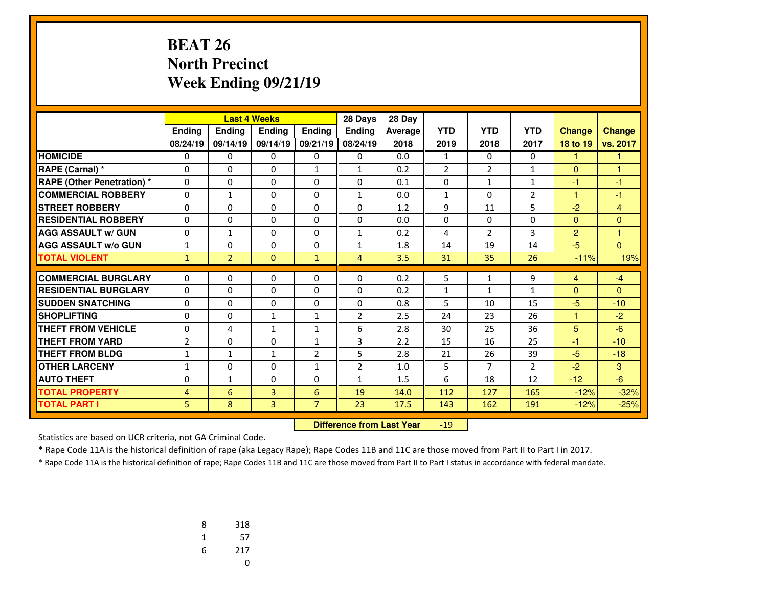# BEAT 26
# North Precinct
# Week Ending 09/21/19

| | Last 4 Weeks | | | | 28 Days | 28 Day | | | | | |
|---|---|---|---|---|---|---|---|---|---|---|---|
| | Ending 08/24/19 | Ending 09/14/19 | Ending 09/14/19 | Ending 09/21/19 | Ending 08/24/19 | Average 2018 | YTD 2019 | YTD 2018 | YTD 2017 | Change 18 to 19 | Change vs. 2017 |
| HOMICIDE | 0 | 0 | 0 | 0 | 0 | 0.0 | 1 | 0 | 0 | 1 | 1 |
| RAPE (Carnal) * | 0 | 0 | 0 | 1 | 1 | 0.2 | 2 | 2 | 1 | 0 | 1 |
| RAPE (Other Penetration) * | 0 | 0 | 0 | 0 | 0 | 0.1 | 0 | 1 | 1 | -1 | -1 |
| COMMERCIAL ROBBERY | 0 | 1 | 0 | 0 | 1 | 0.0 | 1 | 0 | 2 | 1 | -1 |
| STREET ROBBERY | 0 | 0 | 0 | 0 | 0 | 1.2 | 9 | 11 | 5 | -2 | 4 |
| RESIDENTIAL ROBBERY | 0 | 0 | 0 | 0 | 0 | 0.0 | 0 | 0 | 0 | 0 | 0 |
| AGG ASSAULT w/ GUN | 0 | 1 | 0 | 0 | 1 | 0.2 | 4 | 2 | 3 | 2 | 1 |
| AGG ASSAULT w/o GUN | 1 | 0 | 0 | 0 | 1 | 1.8 | 14 | 19 | 14 | -5 | 0 |
| TOTAL VIOLENT | 1 | 2 | 0 | 1 | 4 | 3.5 | 31 | 35 | 26 | -11% | 19% |
| COMMERCIAL BURGLARY | 0 | 0 | 0 | 0 | 0 | 0.2 | 5 | 1 | 9 | 4 | -4 |
| RESIDENTIAL BURGLARY | 0 | 0 | 0 | 0 | 0 | 0.2 | 1 | 1 | 1 | 0 | 0 |
| SUDDEN SNATCHING | 0 | 0 | 0 | 0 | 0 | 0.8 | 5 | 10 | 15 | -5 | -10 |
| SHOPLIFTING | 0 | 0 | 1 | 1 | 2 | 2.5 | 24 | 23 | 26 | 1 | -2 |
| THEFT FROM VEHICLE | 0 | 4 | 1 | 1 | 6 | 2.8 | 30 | 25 | 36 | 5 | -6 |
| THEFT FROM YARD | 2 | 0 | 0 | 1 | 3 | 2.2 | 15 | 16 | 25 | -1 | -10 |
| THEFT FROM BLDG | 1 | 1 | 1 | 2 | 5 | 2.8 | 21 | 26 | 39 | -5 | -18 |
| OTHER LARCENY | 1 | 0 | 0 | 1 | 2 | 1.0 | 5 | 7 | 2 | -2 | 3 |
| AUTO THEFT | 0 | 1 | 0 | 0 | 1 | 1.5 | 6 | 18 | 12 | -12 | -6 |
| TOTAL PROPERTY | 4 | 6 | 3 | 6 | 19 | 14.0 | 112 | 127 | 165 | -12% | -32% |
| TOTAL PART I | 5 | 8 | 3 | 7 | 23 | 17.5 | 143 | 162 | 191 | -12% | -25% |

**Difference from Last Year** -19

Statistics are based on UCR criteria, not GA Criminal Code.

* Rape Code 11A is the historical definition of rape (aka Legacy Rape); Rape Codes 11B and 11C are those moved from Part II to Part I in 2017.

* Rape Code 11A is the historical definition of rape; Rape Codes 11B and 11C are those moved from Part II to Part I status in accordance with federal mandate.

| | |
|---|---|
| 8 | 318 |
| 1 | 57 |
| 6 | 217 |
| | 0 |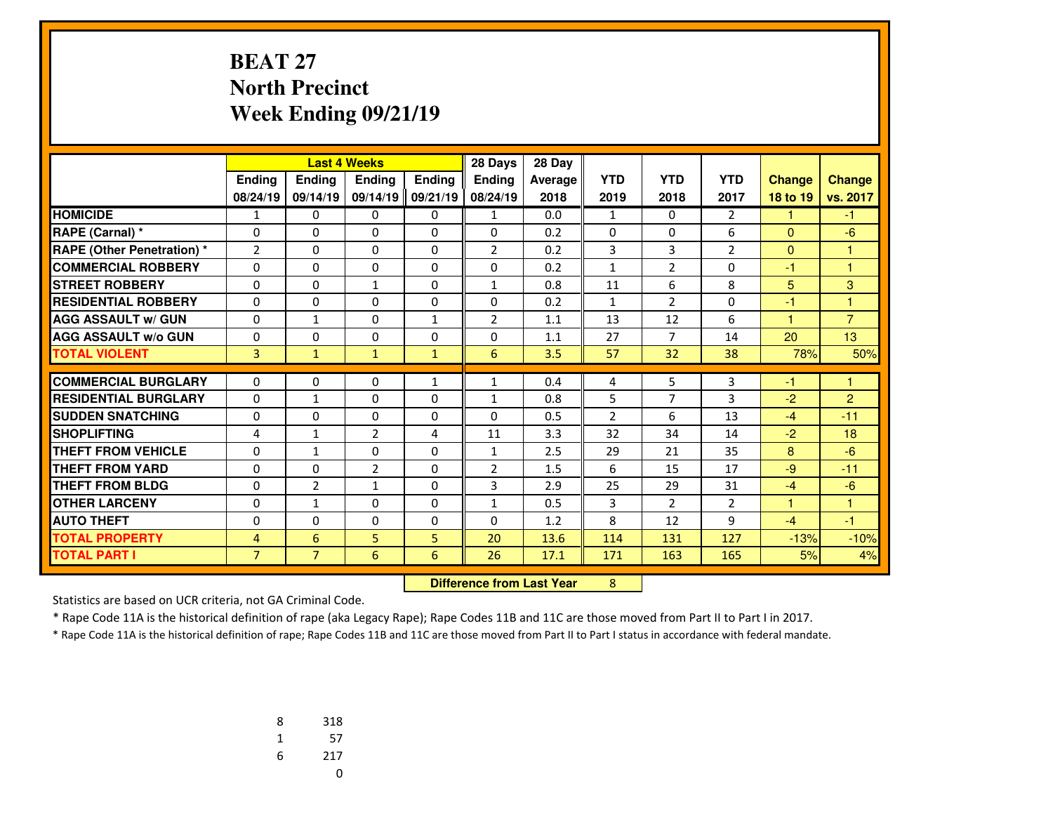# BEAT 27
# North Precinct
# Week Ending 09/21/19

| | Last 4 Weeks | | | | 28 Days | 28 Day | | | | | |
|---|---|---|---|---|---|---|---|---|---|---|---|
| | Ending 08/24/19 | Ending 09/14/19 | Ending 09/14/19 | Ending 09/21/19 | Ending 08/24/19 | Average 2018 | YTD 2019 | YTD 2018 | YTD 2017 | Change 18 to 19 | Change vs. 2017 |
| HOMICIDE | 1 | 0 | 0 | 0 | 1 | 0.0 | 1 | 0 | 2 | 1 | -1 |
| RAPE (Carnal) * | 0 | 0 | 0 | 0 | 0 | 0.2 | 0 | 0 | 6 | 0 | -6 |
| RAPE (Other Penetration) * | 2 | 0 | 0 | 0 | 2 | 0.2 | 3 | 3 | 2 | 0 | 1 |
| COMMERCIAL ROBBERY | 0 | 0 | 0 | 0 | 0 | 0.2 | 1 | 2 | 0 | -1 | 1 |
| STREET ROBBERY | 0 | 0 | 1 | 0 | 1 | 0.8 | 11 | 6 | 8 | 5 | 3 |
| RESIDENTIAL ROBBERY | 0 | 0 | 0 | 0 | 0 | 0.2 | 1 | 2 | 0 | -1 | 1 |
| AGG ASSAULT w/ GUN | 0 | 1 | 0 | 1 | 2 | 1.1 | 13 | 12 | 6 | 1 | 7 |
| AGG ASSAULT w/o GUN | 0 | 0 | 0 | 0 | 0 | 1.1 | 27 | 7 | 14 | 20 | 13 |
| TOTAL VIOLENT | 3 | 1 | 1 | 1 | 6 | 3.5 | 57 | 32 | 38 | 78% | 50% |
| COMMERCIAL BURGLARY | 0 | 0 | 0 | 1 | 1 | 0.4 | 4 | 5 | 3 | -1 | 1 |
| RESIDENTIAL BURGLARY | 0 | 1 | 0 | 0 | 1 | 0.8 | 5 | 7 | 3 | -2 | 2 |
| SUDDEN SNATCHING | 0 | 0 | 0 | 0 | 0 | 0.5 | 2 | 6 | 13 | -4 | -11 |
| SHOPLIFTING | 4 | 1 | 2 | 4 | 11 | 3.3 | 32 | 34 | 14 | -2 | 18 |
| THEFT FROM VEHICLE | 0 | 1 | 0 | 0 | 1 | 2.5 | 29 | 21 | 35 | 8 | -6 |
| THEFT FROM YARD | 0 | 0 | 2 | 0 | 2 | 1.5 | 6 | 15 | 17 | -9 | -11 |
| THEFT FROM BLDG | 0 | 2 | 1 | 0 | 3 | 2.9 | 25 | 29 | 31 | -4 | -6 |
| OTHER LARCENY | 0 | 1 | 0 | 0 | 1 | 0.5 | 3 | 2 | 2 | 1 | 1 |
| AUTO THEFT | 0 | 0 | 0 | 0 | 0 | 1.2 | 8 | 12 | 9 | -4 | -1 |
| TOTAL PROPERTY | 4 | 6 | 5 | 5 | 20 | 13.6 | 114 | 131 | 127 | -13% | -10% |
| TOTAL PART I | 7 | 7 | 6 | 6 | 26 | 17.1 | 171 | 163 | 165 | 5% | 4% |

**Difference from Last Year** 8

Statistics are based on UCR criteria, not GA Criminal Code.

* Rape Code 11A is the historical definition of rape (aka Legacy Rape); Rape Codes 11B and 11C are those moved from Part II to Part I in 2017.

* Rape Code 11A is the historical definition of rape; Rape Codes 11B and 11C are those moved from Part II to Part I status in accordance with federal mandate.

| | |
|---|---|
| 8 | 318 |
| 1 | 57 |
| 6 | 217 |
| | 0 |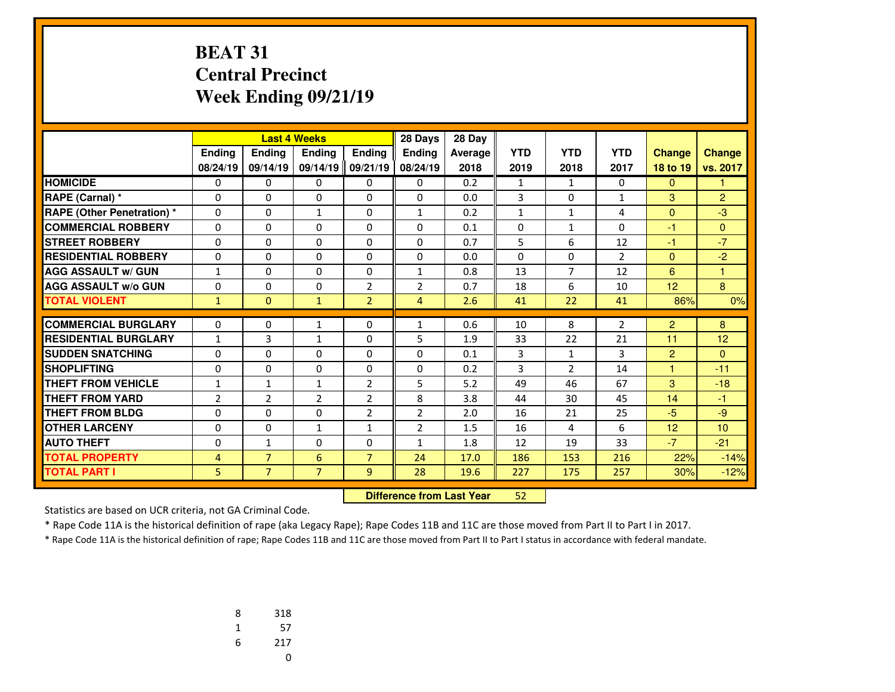# BEAT 31
## Central Precinct
## Week Ending 09/21/19

| | Last 4 Weeks | | | | 28 Days | 28 Day | | | | | |
|---|---|---|---|---|---|---|---|---|---|---|---|
| | Ending 08/24/19 | Ending 09/14/19 | Ending 09/14/19 | Ending 09/21/19 | Ending 08/24/19 | Average 2018 | YTD 2019 | YTD 2018 | YTD 2017 | Change 18 to 19 | Change vs. 2017 |
| HOMICIDE | 0 | 0 | 0 | 0 | 0 | 0.2 | 1 | 1 | 0 | 0 | 1 |
| RAPE (Carnal) * | 0 | 0 | 0 | 0 | 0 | 0.0 | 3 | 0 | 1 | 3 | 2 |
| RAPE (Other Penetration) * | 0 | 0 | 1 | 0 | 1 | 0.2 | 1 | 1 | 4 | 0 | -3 |
| COMMERCIAL ROBBERY | 0 | 0 | 0 | 0 | 0 | 0.1 | 0 | 1 | 0 | -1 | 0 |
| STREET ROBBERY | 0 | 0 | 0 | 0 | 0 | 0.7 | 5 | 6 | 12 | -1 | -7 |
| RESIDENTIAL ROBBERY | 0 | 0 | 0 | 0 | 0 | 0.0 | 0 | 0 | 2 | 0 | -2 |
| AGG ASSAULT w/ GUN | 1 | 0 | 0 | 0 | 1 | 0.8 | 13 | 7 | 12 | 6 | 1 |
| AGG ASSAULT w/o GUN | 0 | 0 | 0 | 2 | 2 | 0.7 | 18 | 6 | 10 | 12 | 8 |
| TOTAL VIOLENT | 1 | 0 | 1 | 2 | 4 | 2.6 | 41 | 22 | 41 | 86% | 0% |
| COMMERCIAL BURGLARY | 0 | 0 | 1 | 0 | 1 | 0.6 | 10 | 8 | 2 | 2 | 8 |
| RESIDENTIAL BURGLARY | 1 | 3 | 1 | 0 | 5 | 1.9 | 33 | 22 | 21 | 11 | 12 |
| SUDDEN SNATCHING | 0 | 0 | 0 | 0 | 0 | 0.1 | 3 | 1 | 3 | 2 | 0 |
| SHOPLIFTING | 0 | 0 | 0 | 0 | 0 | 0.2 | 3 | 2 | 14 | 1 | -11 |
| THEFT FROM VEHICLE | 1 | 1 | 1 | 2 | 5 | 5.2 | 49 | 46 | 67 | 3 | -18 |
| THEFT FROM YARD | 2 | 2 | 2 | 2 | 8 | 3.8 | 44 | 30 | 45 | 14 | -1 |
| THEFT FROM BLDG | 0 | 0 | 0 | 2 | 2 | 2.0 | 16 | 21 | 25 | -5 | -9 |
| OTHER LARCENY | 0 | 0 | 1 | 1 | 2 | 1.5 | 16 | 4 | 6 | 12 | 10 |
| AUTO THEFT | 0 | 1 | 0 | 0 | 1 | 1.8 | 12 | 19 | 33 | -7 | -21 |
| TOTAL PROPERTY | 4 | 7 | 6 | 7 | 24 | 17.0 | 186 | 153 | 216 | 22% | -14% |
| TOTAL PART I | 5 | 7 | 7 | 9 | 28 | 19.6 | 227 | 175 | 257 | 30% | -12% |

**Difference from Last Year** 52

Statistics are based on UCR criteria, not GA Criminal Code.

* Rape Code 11A is the historical definition of rape (aka Legacy Rape); Rape Codes 11B and 11C are those moved from Part II to Part I in 2017.

* Rape Code 11A is the historical definition of rape; Rape Codes 11B and 11C are those moved from Part II to Part I status in accordance with federal mandate.

| | |
|---|---|
| 8 | 318 |
| 1 | 57 |
| 6 | 217 |
| | 0 |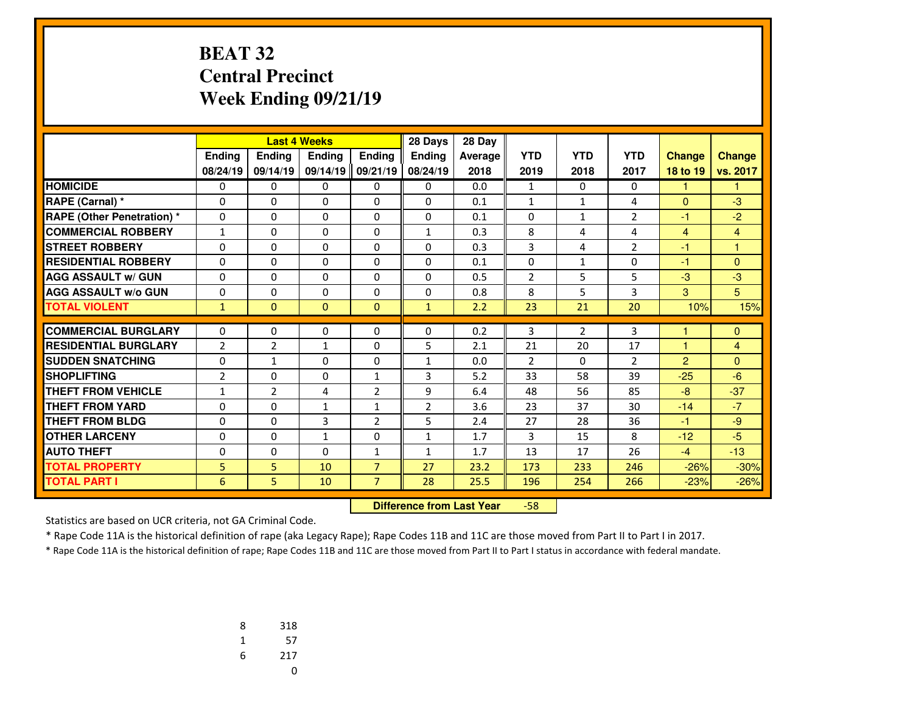# BEAT 32
# Central Precinct
# Week Ending 09/21/19

| | Last 4 Weeks | | | | 28 Days | 28 Day | | | | | |
|---|---|---|---|---|---|---|---|---|---|---|---|
| | Ending 08/24/19 | Ending 09/14/19 | Ending 09/14/19 | Ending 09/21/19 | Ending 08/24/19 | Average 2018 | YTD 2019 | YTD 2018 | YTD 2017 | Change 18 to 19 | Change vs. 2017 |
| HOMICIDE | 0 | 0 | 0 | 0 | 0 | 0.0 | 1 | 0 | 0 | 1 | 1 |
| RAPE (Carnal) * | 0 | 0 | 0 | 0 | 0 | 0.1 | 1 | 1 | 4 | 0 | -3 |
| RAPE (Other Penetration) * | 0 | 0 | 0 | 0 | 0 | 0.1 | 0 | 1 | 2 | -1 | -2 |
| COMMERCIAL ROBBERY | 1 | 0 | 0 | 0 | 1 | 0.3 | 8 | 4 | 4 | 4 | 4 |
| STREET ROBBERY | 0 | 0 | 0 | 0 | 0 | 0.3 | 3 | 4 | 2 | -1 | 1 |
| RESIDENTIAL ROBBERY | 0 | 0 | 0 | 0 | 0 | 0.1 | 0 | 1 | 0 | -1 | 0 |
| AGG ASSAULT w/ GUN | 0 | 0 | 0 | 0 | 0 | 0.5 | 2 | 5 | 5 | -3 | -3 |
| AGG ASSAULT w/o GUN | 0 | 0 | 0 | 0 | 0 | 0.8 | 8 | 5 | 3 | 3 | 5 |
| TOTAL VIOLENT | 1 | 0 | 0 | 0 | 1 | 2.2 | 23 | 21 | 20 | 10% | 15% |
| COMMERCIAL BURGLARY | 0 | 0 | 0 | 0 | 0 | 0.2 | 3 | 2 | 3 | 1 | 0 |
| RESIDENTIAL BURGLARY | 2 | 2 | 1 | 0 | 5 | 2.1 | 21 | 20 | 17 | 1 | 4 |
| SUDDEN SNATCHING | 0 | 1 | 0 | 0 | 1 | 0.0 | 2 | 0 | 2 | 2 | 0 |
| SHOPLIFTING | 2 | 0 | 0 | 1 | 3 | 5.2 | 33 | 58 | 39 | -25 | -6 |
| THEFT FROM VEHICLE | 1 | 2 | 4 | 2 | 9 | 6.4 | 48 | 56 | 85 | -8 | -37 |
| THEFT FROM YARD | 0 | 0 | 1 | 1 | 2 | 3.6 | 23 | 37 | 30 | -14 | -7 |
| THEFT FROM BLDG | 0 | 0 | 3 | 2 | 5 | 2.4 | 27 | 28 | 36 | -1 | -9 |
| OTHER LARCENY | 0 | 0 | 1 | 0 | 1 | 1.7 | 3 | 15 | 8 | -12 | -5 |
| AUTO THEFT | 0 | 0 | 0 | 1 | 1 | 1.7 | 13 | 17 | 26 | -4 | -13 |
| TOTAL PROPERTY | 5 | 5 | 10 | 7 | 27 | 23.2 | 173 | 233 | 246 | -26% | -30% |
| TOTAL PART I | 6 | 5 | 10 | 7 | 28 | 25.5 | 196 | 254 | 266 | -23% | -26% |

**Difference from Last Year** -58

Statistics are based on UCR criteria, not GA Criminal Code.

* Rape Code 11A is the historical definition of rape (aka Legacy Rape); Rape Codes 11B and 11C are those moved from Part II to Part I in 2017.

* Rape Code 11A is the historical definition of rape; Rape Codes 11B and 11C are those moved from Part II to Part I status in accordance with federal mandate.

| | |
|---|---|
| 8 | 318 |
| 1 | 57 |
| 6 | 217 |
| | 0 |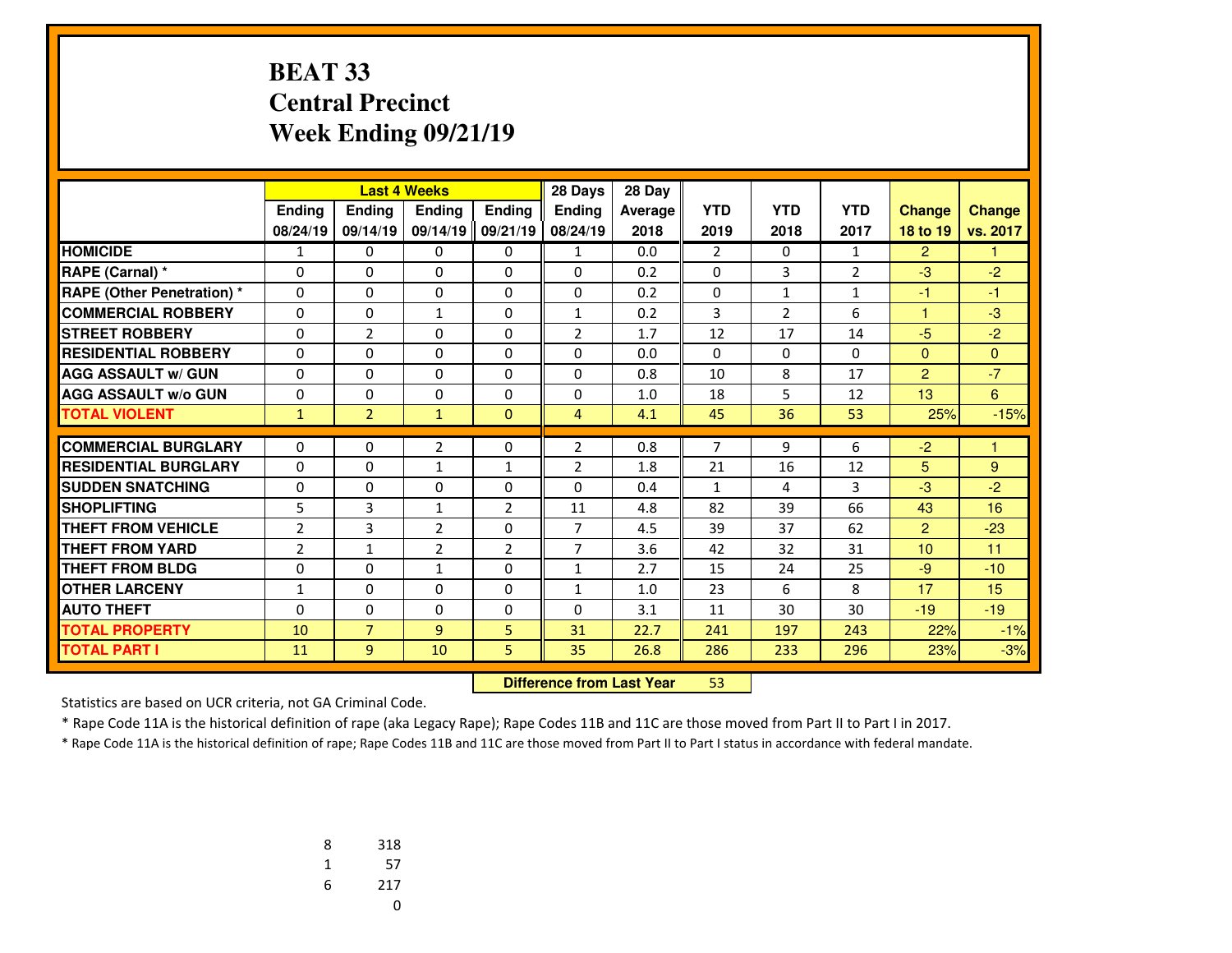# BEAT 33
# Central Precinct
# Week Ending 09/21/19

| | Last 4 Weeks | | | | 28 Days | 28 Day | | | | | |
|---|---|---|---|---|---|---|---|---|---|---|---|
| | Ending 08/24/19 | Ending 09/14/19 | Ending 09/14/19 | Ending 09/21/19 | Ending 08/24/19 | Average 2018 | YTD 2019 | YTD 2018 | YTD 2017 | Change 18 to 19 | Change vs. 2017 |
| **HOMICIDE** | 1 | 0 | 0 | 0 | 1 | 0.0 | 2 | 0 | 1 | 2 | 1 |
| **RAPE (Carnal) *** | 0 | 0 | 0 | 0 | 0 | 0.2 | 0 | 3 | 2 | -3 | -2 |
| **RAPE (Other Penetration) *** | 0 | 0 | 0 | 0 | 0 | 0.2 | 0 | 1 | 1 | -1 | -1 |
| **COMMERCIAL ROBBERY** | 0 | 0 | 1 | 0 | 1 | 0.2 | 3 | 2 | 6 | 1 | -3 |
| **STREET ROBBERY** | 0 | 2 | 0 | 0 | 2 | 1.7 | 12 | 17 | 14 | -5 | -2 |
| **RESIDENTIAL ROBBERY** | 0 | 0 | 0 | 0 | 0 | 0.0 | 0 | 0 | 0 | 0 | 0 |
| **AGG ASSAULT w/ GUN** | 0 | 0 | 0 | 0 | 0 | 0.8 | 10 | 8 | 17 | 2 | -7 |
| **AGG ASSAULT w/o GUN** | 0 | 0 | 0 | 0 | 0 | 1.0 | 18 | 5 | 12 | 13 | 6 |
| **TOTAL VIOLENT** | 1 | 2 | 1 | 0 | 4 | 4.1 | 45 | 36 | 53 | 25% | -15% |
| **COMMERCIAL BURGLARY** | 0 | 0 | 2 | 0 | 2 | 0.8 | 7 | 9 | 6 | -2 | 1 |
| **RESIDENTIAL BURGLARY** | 0 | 0 | 1 | 1 | 2 | 1.8 | 21 | 16 | 12 | 5 | 9 |
| **SUDDEN SNATCHING** | 0 | 0 | 0 | 0 | 0 | 0.4 | 1 | 4 | 3 | -3 | -2 |
| **SHOPLIFTING** | 5 | 3 | 1 | 2 | 11 | 4.8 | 82 | 39 | 66 | 43 | 16 |
| **THEFT FROM VEHICLE** | 2 | 3 | 2 | 0 | 7 | 4.5 | 39 | 37 | 62 | 2 | -23 |
| **THEFT FROM YARD** | 2 | 1 | 2 | 2 | 7 | 3.6 | 42 | 32 | 31 | 10 | 11 |
| **THEFT FROM BLDG** | 0 | 0 | 1 | 0 | 1 | 2.7 | 15 | 24 | 25 | -9 | -10 |
| **OTHER LARCENY** | 1 | 0 | 0 | 0 | 1 | 1.0 | 23 | 6 | 8 | 17 | 15 |
| **AUTO THEFT** | 0 | 0 | 0 | 0 | 0 | 3.1 | 11 | 30 | 30 | -19 | -19 |
| **TOTAL PROPERTY** | 10 | 7 | 9 | 5 | 31 | 22.7 | 241 | 197 | 243 | 22% | -1% |
| **TOTAL PART I** | 11 | 9 | 10 | 5 | 35 | 26.8 | 286 | 233 | 296 | 23% | -3% |

**Difference from Last Year** 53

Statistics are based on UCR criteria, not GA Criminal Code.

* Rape Code 11A is the historical definition of rape (aka Legacy Rape); Rape Codes 11B and 11C are those moved from Part II to Part I in 2017.

* Rape Code 11A is the historical definition of rape; Rape Codes 11B and 11C are those moved from Part II to Part I status in accordance with federal mandate.

| | |
|---|---|
| 8 | 318 |
| 1 | 57 |
| 6 | 217 |
| | 0 |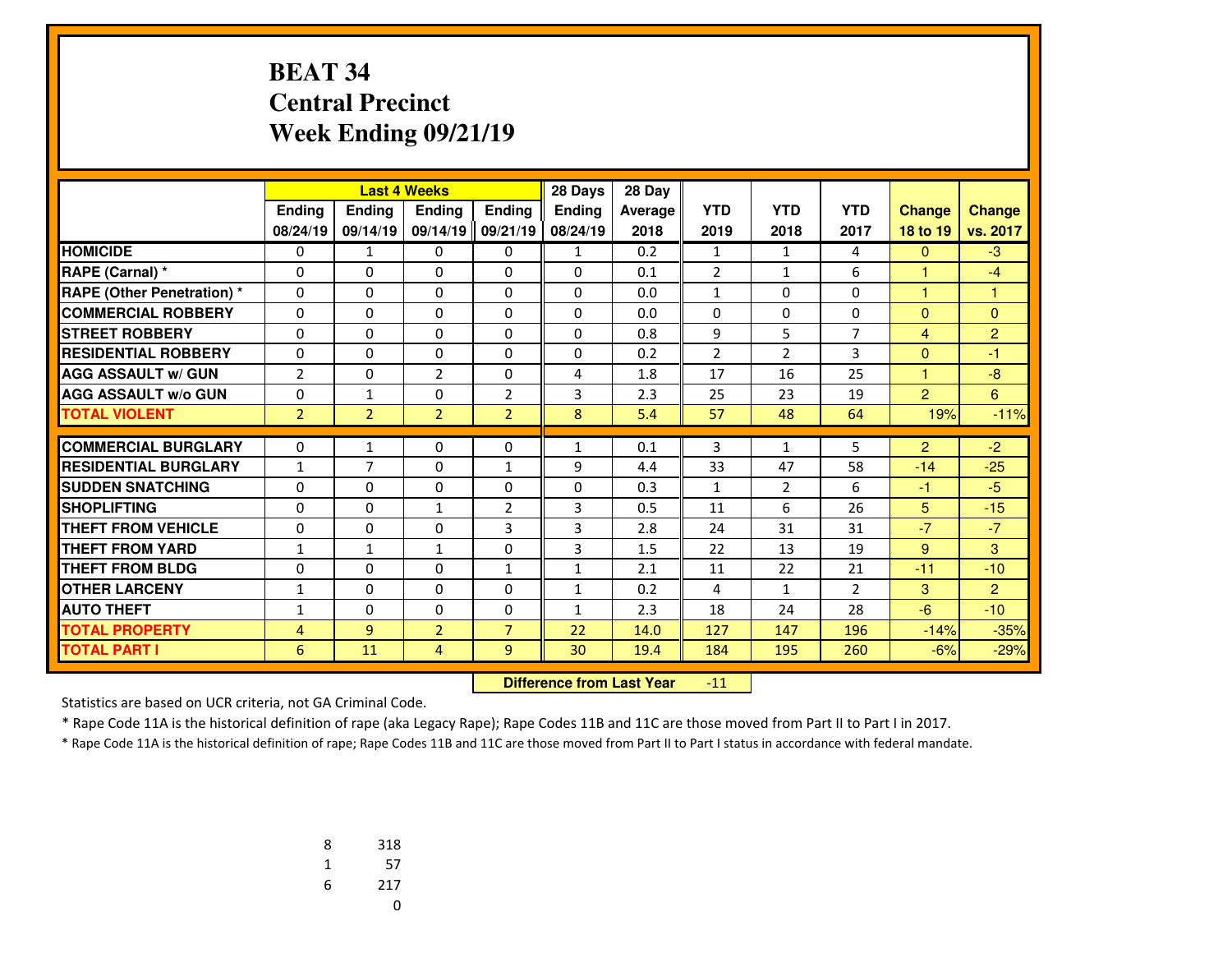# BEAT 34
# Central Precinct
# Week Ending 09/21/19

| | Last 4 Weeks | | | | 28 Days | 28 Day | YTD | YTD | YTD | Change | Change |
|---|---|---|---|---|---|---|---|---|---|---|---|
| | Ending 08/24/19 | Ending 09/14/19 | Ending 09/14/19 | Ending 09/21/19 | Ending 08/24/19 | Average 2018 | 2019 | 2018 | 2017 | 18 to 19 | vs. 2017 |
| HOMICIDE | 0 | 1 | 0 | 0 | 1 | 0.2 | 1 | 1 | 4 | 0 | -3 |
| RAPE (Carnal) * | 0 | 0 | 0 | 0 | 0 | 0.1 | 2 | 1 | 6 | 1 | -4 |
| RAPE (Other Penetration) * | 0 | 0 | 0 | 0 | 0 | 0.0 | 1 | 0 | 0 | 1 | 1 |
| COMMERCIAL ROBBERY | 0 | 0 | 0 | 0 | 0 | 0.0 | 0 | 0 | 0 | 0 | 0 |
| STREET ROBBERY | 0 | 0 | 0 | 0 | 0 | 0.8 | 9 | 5 | 7 | 4 | 2 |
| RESIDENTIAL ROBBERY | 0 | 0 | 0 | 0 | 0 | 0.2 | 2 | 2 | 3 | 0 | -1 |
| AGG ASSAULT w/ GUN | 2 | 0 | 2 | 0 | 4 | 1.8 | 17 | 16 | 25 | 1 | -8 |
| AGG ASSAULT w/o GUN | 0 | 1 | 0 | 2 | 3 | 2.3 | 25 | 23 | 19 | 2 | 6 |
| TOTAL VIOLENT | 2 | 2 | 2 | 2 | 8 | 5.4 | 57 | 48 | 64 | 19% | -11% |
| COMMERCIAL BURGLARY | 0 | 1 | 0 | 0 | 1 | 0.1 | 3 | 1 | 5 | 2 | -2 |
| RESIDENTIAL BURGLARY | 1 | 7 | 0 | 1 | 9 | 4.4 | 33 | 47 | 58 | -14 | -25 |
| SUDDEN SNATCHING | 0 | 0 | 0 | 0 | 0 | 0.3 | 1 | 2 | 6 | -1 | -5 |
| SHOPLIFTING | 0 | 0 | 1 | 2 | 3 | 0.5 | 11 | 6 | 26 | 5 | -15 |
| THEFT FROM VEHICLE | 0 | 0 | 0 | 3 | 3 | 2.8 | 24 | 31 | 31 | -7 | -7 |
| THEFT FROM YARD | 1 | 1 | 1 | 0 | 3 | 1.5 | 22 | 13 | 19 | 9 | 3 |
| THEFT FROM BLDG | 0 | 0 | 0 | 1 | 1 | 2.1 | 11 | 22 | 21 | -11 | -10 |
| OTHER LARCENY | 1 | 0 | 0 | 0 | 1 | 0.2 | 4 | 1 | 2 | 3 | 2 |
| AUTO THEFT | 1 | 0 | 0 | 0 | 1 | 2.3 | 18 | 24 | 28 | -6 | -10 |
| TOTAL PROPERTY | 4 | 9 | 2 | 7 | 22 | 14.0 | 127 | 147 | 196 | -14% | -35% |
| TOTAL PART I | 6 | 11 | 4 | 9 | 30 | 19.4 | 184 | 195 | 260 | -6% | -29% |

**Difference from Last Year** -11

Statistics are based on UCR criteria, not GA Criminal Code.

\* Rape Code 11A is the historical definition of rape (aka Legacy Rape); Rape Codes 11B and 11C are those moved from Part II to Part I in 2017.

\* Rape Code 11A is the historical definition of rape; Rape Codes 11B and 11C are those moved from Part II to Part I status in accordance with federal mandate.

| | |
|---|---|
| 8 | 318 |
| 1 | 57 |
| 6 | 217 |
| | 0 |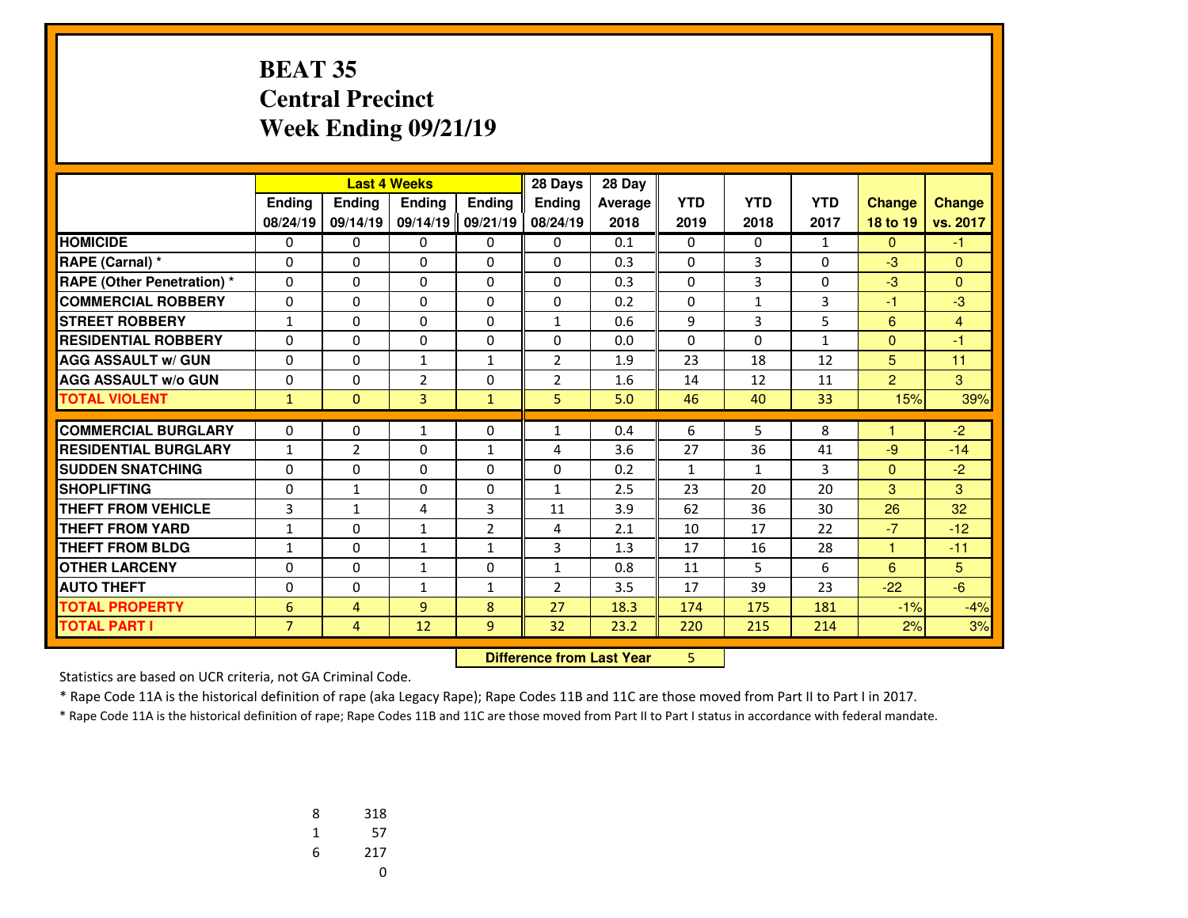# BEAT 35
## Central Precinct
## Week Ending 09/21/19

| | Last 4 Weeks | | | | 28 Days | 28 Day | YTD | YTD | YTD | Change | Change |
|---|---|---|---|---|---|---|---|---|---|---|---|
| | Ending 08/24/19 | Ending 09/14/19 | Ending 09/14/19 | Ending 09/21/19 | Ending 08/24/19 | Average 2018 | 2019 | 2018 | 2017 | 18 to 19 | vs. 2017 |
| HOMICIDE | 0 | 0 | 0 | 0 | 0 | 0.1 | 0 | 0 | 1 | 0 | -1 |
| RAPE (Carnal) * | 0 | 0 | 0 | 0 | 0 | 0.3 | 0 | 3 | 0 | -3 | 0 |
| RAPE (Other Penetration) * | 0 | 0 | 0 | 0 | 0 | 0.3 | 0 | 3 | 0 | -3 | 0 |
| COMMERCIAL ROBBERY | 0 | 0 | 0 | 0 | 0 | 0.2 | 0 | 1 | 3 | -1 | -3 |
| STREET ROBBERY | 1 | 0 | 0 | 0 | 1 | 0.6 | 9 | 3 | 5 | 6 | 4 |
| RESIDENTIAL ROBBERY | 0 | 0 | 0 | 0 | 0 | 0.0 | 0 | 0 | 1 | 0 | -1 |
| AGG ASSAULT w/ GUN | 0 | 0 | 1 | 1 | 2 | 1.9 | 23 | 18 | 12 | 5 | 11 |
| AGG ASSAULT w/o GUN | 0 | 0 | 2 | 0 | 2 | 1.6 | 14 | 12 | 11 | 2 | 3 |
| TOTAL VIOLENT | 1 | 0 | 3 | 1 | 5 | 5.0 | 46 | 40 | 33 | 15% | 39% |
| COMMERCIAL BURGLARY | 0 | 0 | 1 | 0 | 1 | 0.4 | 6 | 5 | 8 | 1 | -2 |
| RESIDENTIAL BURGLARY | 1 | 2 | 0 | 1 | 4 | 3.6 | 27 | 36 | 41 | -9 | -14 |
| SUDDEN SNATCHING | 0 | 0 | 0 | 0 | 0 | 0.2 | 1 | 1 | 3 | 0 | -2 |
| SHOPLIFTING | 0 | 1 | 0 | 0 | 1 | 2.5 | 23 | 20 | 20 | 3 | 3 |
| THEFT FROM VEHICLE | 3 | 1 | 4 | 3 | 11 | 3.9 | 62 | 36 | 30 | 26 | 32 |
| THEFT FROM YARD | 1 | 0 | 1 | 2 | 4 | 2.1 | 10 | 17 | 22 | -7 | -12 |
| THEFT FROM BLDG | 1 | 0 | 1 | 1 | 3 | 1.3 | 17 | 16 | 28 | 1 | -11 |
| OTHER LARCENY | 0 | 0 | 1 | 0 | 1 | 0.8 | 11 | 5 | 6 | 6 | 5 |
| AUTO THEFT | 0 | 0 | 1 | 1 | 2 | 3.5 | 17 | 39 | 23 | -22 | -6 |
| TOTAL PROPERTY | 6 | 4 | 9 | 8 | 27 | 18.3 | 174 | 175 | 181 | -1% | -4% |
| TOTAL PART I | 7 | 4 | 12 | 9 | 32 | 23.2 | 220 | 215 | 214 | 2% | 3% |

**Difference from Last Year** 5

Statistics are based on UCR criteria, not GA Criminal Code.

* Rape Code 11A is the historical definition of rape (aka Legacy Rape); Rape Codes 11B and 11C are those moved from Part II to Part I in 2017.

* Rape Code 11A is the historical definition of rape; Rape Codes 11B and 11C are those moved from Part II to Part I status in accordance with federal mandate.

| | |
|---|---|
| 8 | 318 |
| 1 | 57 |
| 6 | 217 |
| | 0 |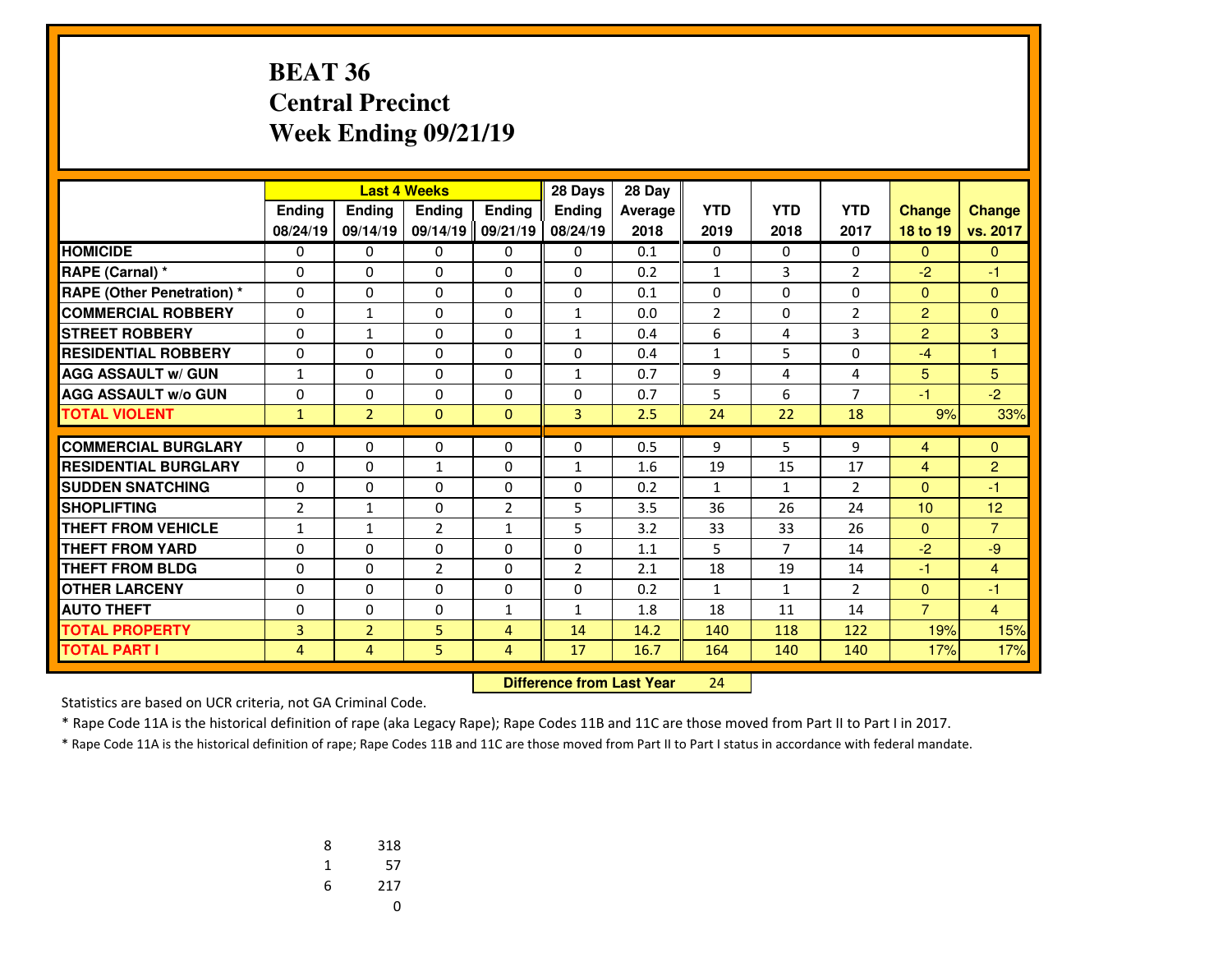# BEAT 36
# Central Precinct
# Week Ending 09/21/19

| | Last 4 Weeks | | | | 28 Days | 28 Day | | | | | |
|---|---|---|---|---|---|---|---|---|---|---|---|
| | Ending 08/24/19 | Ending 09/14/19 | Ending 09/14/19 | Ending 09/21/19 | Ending 08/24/19 | Average 2018 | YTD 2019 | YTD 2018 | YTD 2017 | Change 18 to 19 | Change vs. 2017 |
| **HOMICIDE** | 0 | 0 | 0 | 0 | 0 | 0.1 | 0 | 0 | 0 | 0 | 0 |
| **RAPE (Carnal) *** | 0 | 0 | 0 | 0 | 0 | 0.2 | 1 | 3 | 2 | -2 | -1 |
| **RAPE (Other Penetration) *** | 0 | 0 | 0 | 0 | 0 | 0.1 | 0 | 0 | 0 | 0 | 0 |
| **COMMERCIAL ROBBERY** | 0 | 1 | 0 | 0 | 1 | 0.0 | 2 | 0 | 2 | 2 | 0 |
| **STREET ROBBERY** | 0 | 1 | 0 | 0 | 1 | 0.4 | 6 | 4 | 3 | 2 | 3 |
| **RESIDENTIAL ROBBERY** | 0 | 0 | 0 | 0 | 0 | 0.4 | 1 | 5 | 0 | -4 | 1 |
| **AGG ASSAULT w/ GUN** | 1 | 0 | 0 | 0 | 1 | 0.7 | 9 | 4 | 4 | 5 | 5 |
| **AGG ASSAULT w/o GUN** | 0 | 0 | 0 | 0 | 0 | 0.7 | 5 | 6 | 7 | -1 | -2 |
| **TOTAL VIOLENT** | 1 | 2 | 0 | 0 | 3 | 2.5 | 24 | 22 | 18 | 9% | 33% |
| **COMMERCIAL BURGLARY** | 0 | 0 | 0 | 0 | 0 | 0.5 | 9 | 5 | 9 | 4 | 0 |
| **RESIDENTIAL BURGLARY** | 0 | 0 | 1 | 0 | 1 | 1.6 | 19 | 15 | 17 | 4 | 2 |
| **SUDDEN SNATCHING** | 0 | 0 | 0 | 0 | 0 | 0.2 | 1 | 1 | 2 | 0 | -1 |
| **SHOPLIFTING** | 2 | 1 | 0 | 2 | 5 | 3.5 | 36 | 26 | 24 | 10 | 12 |
| **THEFT FROM VEHICLE** | 1 | 1 | 2 | 1 | 5 | 3.2 | 33 | 33 | 26 | 0 | 7 |
| **THEFT FROM YARD** | 0 | 0 | 0 | 0 | 0 | 1.1 | 5 | 7 | 14 | -2 | -9 |
| **THEFT FROM BLDG** | 0 | 0 | 2 | 0 | 2 | 2.1 | 18 | 19 | 14 | -1 | 4 |
| **OTHER LARCENY** | 0 | 0 | 0 | 0 | 0 | 0.2 | 1 | 1 | 2 | 0 | -1 |
| **AUTO THEFT** | 0 | 0 | 0 | 1 | 1 | 1.8 | 18 | 11 | 14 | 7 | 4 |
| **TOTAL PROPERTY** | 3 | 2 | 5 | 4 | 14 | 14.2 | 140 | 118 | 122 | 19% | 15% |
| **TOTAL PART I** | 4 | 4 | 5 | 4 | 17 | 16.7 | 164 | 140 | 140 | 17% | 17% |

**Difference from Last Year** 24

Statistics are based on UCR criteria, not GA Criminal Code.

* Rape Code 11A is the historical definition of rape (aka Legacy Rape); Rape Codes 11B and 11C are those moved from Part II to Part I in 2017.

* Rape Code 11A is the historical definition of rape; Rape Codes 11B and 11C are those moved from Part II to Part I status in accordance with federal mandate.

| | |
|---|---|
| 8 | 318 |
| 1 | 57 |
| 6 | 217 |
| | 0 |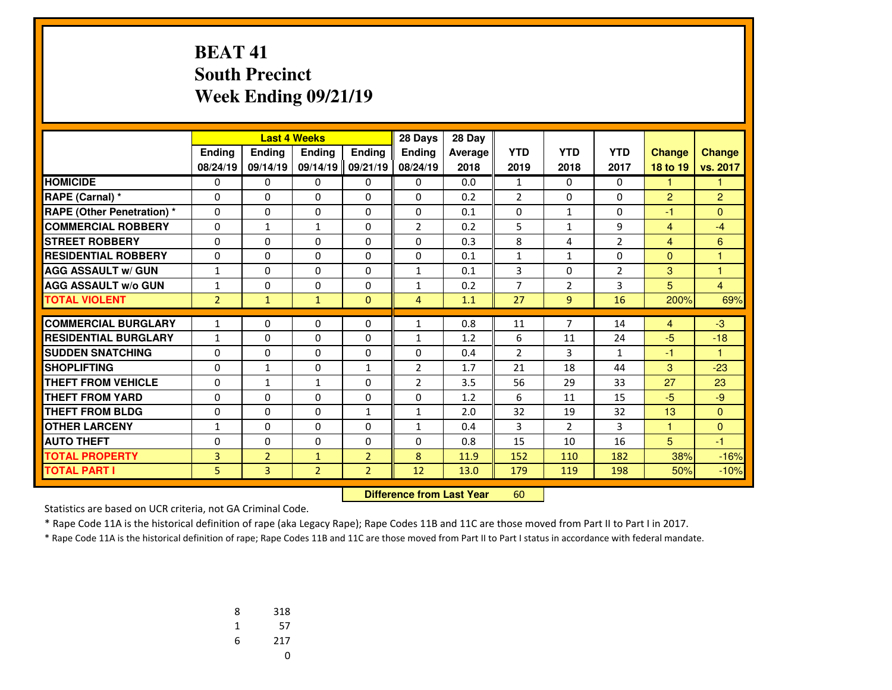# BEAT 41
## South Precinct
## Week Ending 09/21/19

| | Last 4 Weeks | | | | 28 Days | 28 Day | | | | | |
|---|---|---|---|---|---|---|---|---|---|---|---|
| | Ending 08/24/19 | Ending 09/14/19 | Ending 09/14/19 | Ending 09/21/19 | Ending 08/24/19 | Average 2018 | YTD 2019 | YTD 2018 | YTD 2017 | Change 18 to 19 | Change vs. 2017 |
| HOMICIDE | 0 | 0 | 0 | 0 | 0 | 0.0 | 1 | 0 | 0 | 1 | 1 |
| RAPE (Carnal) * | 0 | 0 | 0 | 0 | 0 | 0.2 | 2 | 0 | 0 | 2 | 2 |
| RAPE (Other Penetration) * | 0 | 0 | 0 | 0 | 0 | 0.1 | 0 | 1 | 0 | -1 | 0 |
| COMMERCIAL ROBBERY | 0 | 1 | 1 | 0 | 2 | 0.2 | 5 | 1 | 9 | 4 | -4 |
| STREET ROBBERY | 0 | 0 | 0 | 0 | 0 | 0.3 | 8 | 4 | 2 | 4 | 6 |
| RESIDENTIAL ROBBERY | 0 | 0 | 0 | 0 | 0 | 0.1 | 1 | 1 | 0 | 0 | 1 |
| AGG ASSAULT w/ GUN | 1 | 0 | 0 | 0 | 1 | 0.1 | 3 | 0 | 2 | 3 | 1 |
| AGG ASSAULT w/o GUN | 1 | 0 | 0 | 0 | 1 | 0.2 | 7 | 2 | 3 | 5 | 4 |
| TOTAL VIOLENT | 2 | 1 | 1 | 0 | 4 | 1.1 | 27 | 9 | 16 | 200% | 69% |
| COMMERCIAL BURGLARY | 1 | 0 | 0 | 0 | 1 | 0.8 | 11 | 7 | 14 | 4 | -3 |
| RESIDENTIAL BURGLARY | 1 | 0 | 0 | 0 | 1 | 1.2 | 6 | 11 | 24 | -5 | -18 |
| SUDDEN SNATCHING | 0 | 0 | 0 | 0 | 0 | 0.4 | 2 | 3 | 1 | -1 | 1 |
| SHOPLIFTING | 0 | 1 | 0 | 1 | 2 | 1.7 | 21 | 18 | 44 | 3 | -23 |
| THEFT FROM VEHICLE | 0 | 1 | 1 | 0 | 2 | 3.5 | 56 | 29 | 33 | 27 | 23 |
| THEFT FROM YARD | 0 | 0 | 0 | 0 | 0 | 1.2 | 6 | 11 | 15 | -5 | -9 |
| THEFT FROM BLDG | 0 | 0 | 0 | 1 | 1 | 2.0 | 32 | 19 | 32 | 13 | 0 |
| OTHER LARCENY | 1 | 0 | 0 | 0 | 1 | 0.4 | 3 | 2 | 3 | 1 | 0 |
| AUTO THEFT | 0 | 0 | 0 | 0 | 0 | 0.8 | 15 | 10 | 16 | 5 | -1 |
| TOTAL PROPERTY | 3 | 2 | 1 | 2 | 8 | 11.9 | 152 | 110 | 182 | 38% | -16% |
| TOTAL PART I | 5 | 3 | 2 | 2 | 12 | 13.0 | 179 | 119 | 198 | 50% | -10% |

**Difference from Last Year** 60

Statistics are based on UCR criteria, not GA Criminal Code.

\* Rape Code 11A is the historical definition of rape (aka Legacy Rape); Rape Codes 11B and 11C are those moved from Part II to Part I in 2017.

\* Rape Code 11A is the historical definition of rape; Rape Codes 11B and 11C are those moved from Part II to Part I status in accordance with federal mandate.

| | |
|---|---|
| 8 | 318 |
| 1 | 57 |
| 6 | 217 |
| | 0 |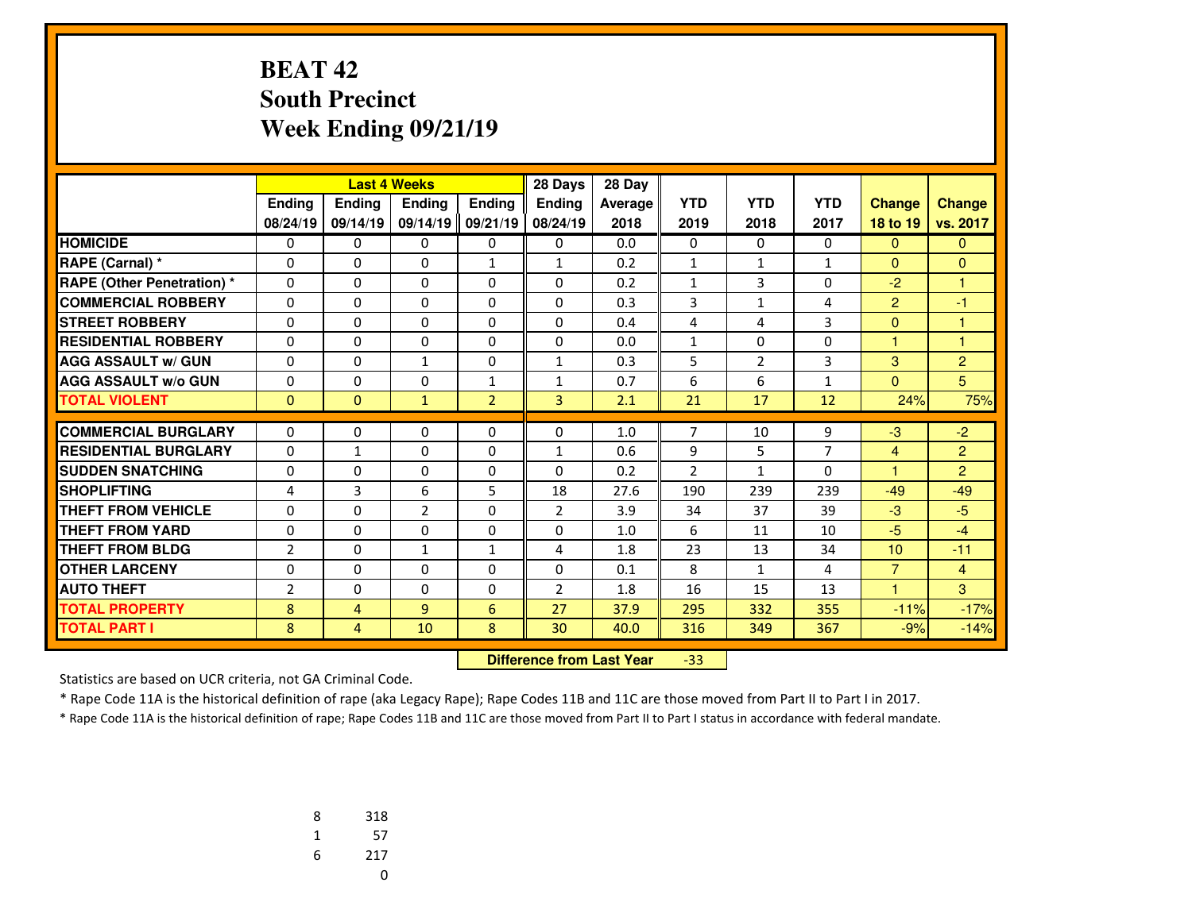# BEAT 42
## South Precinct
## Week Ending 09/21/19

| | Last 4 Weeks | | | | 28 Days | 28 Day | | | | | |
|---|---|---|---|---|---|---|---|---|---|---|---|
| | Ending 08/24/19 | Ending 09/14/19 | Ending 09/14/19 | Ending 09/21/19 | Ending 08/24/19 | Average 2018 | YTD 2019 | YTD 2018 | YTD 2017 | Change 18 to 19 | Change vs. 2017 |
| HOMICIDE | 0 | 0 | 0 | 0 | 0 | 0.0 | 0 | 0 | 0 | 0 | 0 |
| RAPE (Carnal) * | 0 | 0 | 0 | 1 | 1 | 0.2 | 1 | 1 | 1 | 0 | 0 |
| RAPE (Other Penetration) * | 0 | 0 | 0 | 0 | 0 | 0.2 | 1 | 3 | 0 | -2 | 1 |
| COMMERCIAL ROBBERY | 0 | 0 | 0 | 0 | 0 | 0.3 | 3 | 1 | 4 | 2 | -1 |
| STREET ROBBERY | 0 | 0 | 0 | 0 | 0 | 0.4 | 4 | 4 | 3 | 0 | 1 |
| RESIDENTIAL ROBBERY | 0 | 0 | 0 | 0 | 0 | 0.0 | 1 | 0 | 0 | 1 | 1 |
| AGG ASSAULT w/ GUN | 0 | 0 | 1 | 0 | 1 | 0.3 | 5 | 2 | 3 | 3 | 2 |
| AGG ASSAULT w/o GUN | 0 | 0 | 0 | 1 | 1 | 0.7 | 6 | 6 | 1 | 0 | 5 |
| TOTAL VIOLENT | 0 | 0 | 1 | 2 | 3 | 2.1 | 21 | 17 | 12 | 24% | 75% |
| COMMERCIAL BURGLARY | 0 | 0 | 0 | 0 | 0 | 1.0 | 7 | 10 | 9 | -3 | -2 |
| RESIDENTIAL BURGLARY | 0 | 1 | 0 | 0 | 1 | 0.6 | 9 | 5 | 7 | 4 | 2 |
| SUDDEN SNATCHING | 0 | 0 | 0 | 0 | 0 | 0.2 | 2 | 1 | 0 | 1 | 2 |
| SHOPLIFTING | 4 | 3 | 6 | 5 | 18 | 27.6 | 190 | 239 | 239 | -49 | -49 |
| THEFT FROM VEHICLE | 0 | 0 | 2 | 0 | 2 | 3.9 | 34 | 37 | 39 | -3 | -5 |
| THEFT FROM YARD | 0 | 0 | 0 | 0 | 0 | 1.0 | 6 | 11 | 10 | -5 | -4 |
| THEFT FROM BLDG | 2 | 0 | 1 | 1 | 4 | 1.8 | 23 | 13 | 34 | 10 | -11 |
| OTHER LARCENY | 0 | 0 | 0 | 0 | 0 | 0.1 | 8 | 1 | 4 | 7 | 4 |
| AUTO THEFT | 2 | 0 | 0 | 0 | 2 | 1.8 | 16 | 15 | 13 | 1 | 3 |
| TOTAL PROPERTY | 8 | 4 | 9 | 6 | 27 | 37.9 | 295 | 332 | 355 | -11% | -17% |
| TOTAL PART I | 8 | 4 | 10 | 8 | 30 | 40.0 | 316 | 349 | 367 | -9% | -14% |

**Difference from Last Year** -33

Statistics are based on UCR criteria, not GA Criminal Code.

* Rape Code 11A is the historical definition of rape (aka Legacy Rape); Rape Codes 11B and 11C are those moved from Part II to Part I in 2017.

* Rape Code 11A is the historical definition of rape; Rape Codes 11B and 11C are those moved from Part II to Part I status in accordance with federal mandate.

| | |
|---|---|
| 8 | 318 |
| 1 | 57 |
| 6 | 217 |
| | 0 |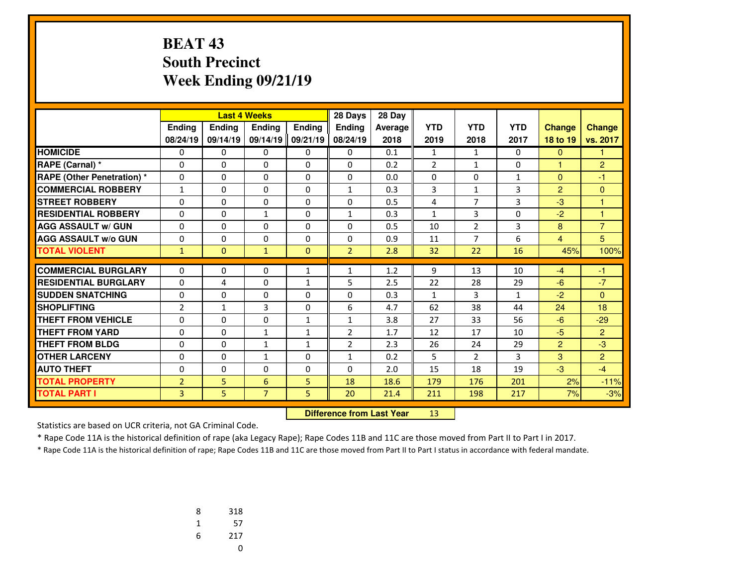# BEAT 43
# South Precinct
# Week Ending 09/21/19

| | Last 4 Weeks | | | | 28 Days | 28 Day | | | | | |
|---|---|---|---|---|---|---|---|---|---|---|---|
| | Ending 08/24/19 | Ending 09/14/19 | Ending 09/14/19 | Ending 09/21/19 | Ending 08/24/19 | Average 2018 | YTD 2019 | YTD 2018 | YTD 2017 | Change 18 to 19 | Change vs. 2017 |
| HOMICIDE | 0 | 0 | 0 | 0 | 0 | 0.1 | 1 | 1 | 0 | 0 | 1 |
| RAPE (Carnal) * | 0 | 0 | 0 | 0 | 0 | 0.2 | 2 | 1 | 0 | 1 | 2 |
| RAPE (Other Penetration) * | 0 | 0 | 0 | 0 | 0 | 0.0 | 0 | 0 | 1 | 0 | -1 |
| COMMERCIAL ROBBERY | 1 | 0 | 0 | 0 | 1 | 0.3 | 3 | 1 | 3 | 2 | 0 |
| STREET ROBBERY | 0 | 0 | 0 | 0 | 0 | 0.5 | 4 | 7 | 3 | -3 | 1 |
| RESIDENTIAL ROBBERY | 0 | 0 | 1 | 0 | 1 | 0.3 | 1 | 3 | 0 | -2 | 1 |
| AGG ASSAULT w/ GUN | 0 | 0 | 0 | 0 | 0 | 0.5 | 10 | 2 | 3 | 8 | 7 |
| AGG ASSAULT w/o GUN | 0 | 0 | 0 | 0 | 0 | 0.9 | 11 | 7 | 6 | 4 | 5 |
| TOTAL VIOLENT | 1 | 0 | 1 | 0 | 2 | 2.8 | 32 | 22 | 16 | 45% | 100% |
| COMMERCIAL BURGLARY | 0 | 0 | 0 | 1 | 1 | 1.2 | 9 | 13 | 10 | -4 | -1 |
| RESIDENTIAL BURGLARY | 0 | 4 | 0 | 1 | 5 | 2.5 | 22 | 28 | 29 | -6 | -7 |
| SUDDEN SNATCHING | 0 | 0 | 0 | 0 | 0 | 0.3 | 1 | 3 | 1 | -2 | 0 |
| SHOPLIFTING | 2 | 1 | 3 | 0 | 6 | 4.7 | 62 | 38 | 44 | 24 | 18 |
| THEFT FROM VEHICLE | 0 | 0 | 0 | 1 | 1 | 3.8 | 27 | 33 | 56 | -6 | -29 |
| THEFT FROM YARD | 0 | 0 | 1 | 1 | 2 | 1.7 | 12 | 17 | 10 | -5 | 2 |
| THEFT FROM BLDG | 0 | 0 | 1 | 1 | 2 | 2.3 | 26 | 24 | 29 | 2 | -3 |
| OTHER LARCENY | 0 | 0 | 1 | 0 | 1 | 0.2 | 5 | 2 | 3 | 3 | 2 |
| AUTO THEFT | 0 | 0 | 0 | 0 | 0 | 2.0 | 15 | 18 | 19 | -3 | -4 |
| TOTAL PROPERTY | 2 | 5 | 6 | 5 | 18 | 18.6 | 179 | 176 | 201 | 2% | -11% |
| TOTAL PART I | 3 | 5 | 7 | 5 | 20 | 21.4 | 211 | 198 | 217 | 7% | -3% |

**Difference from Last Year** 13

Statistics are based on UCR criteria, not GA Criminal Code.

* Rape Code 11A is the historical definition of rape (aka Legacy Rape); Rape Codes 11B and 11C are those moved from Part II to Part I in 2017.

* Rape Code 11A is the historical definition of rape; Rape Codes 11B and 11C are those moved from Part II to Part I status in accordance with federal mandate.

| | |
|---|---|
| 8 | 318 |
| 1 | 57 |
| 6 | 217 |
| | 0 |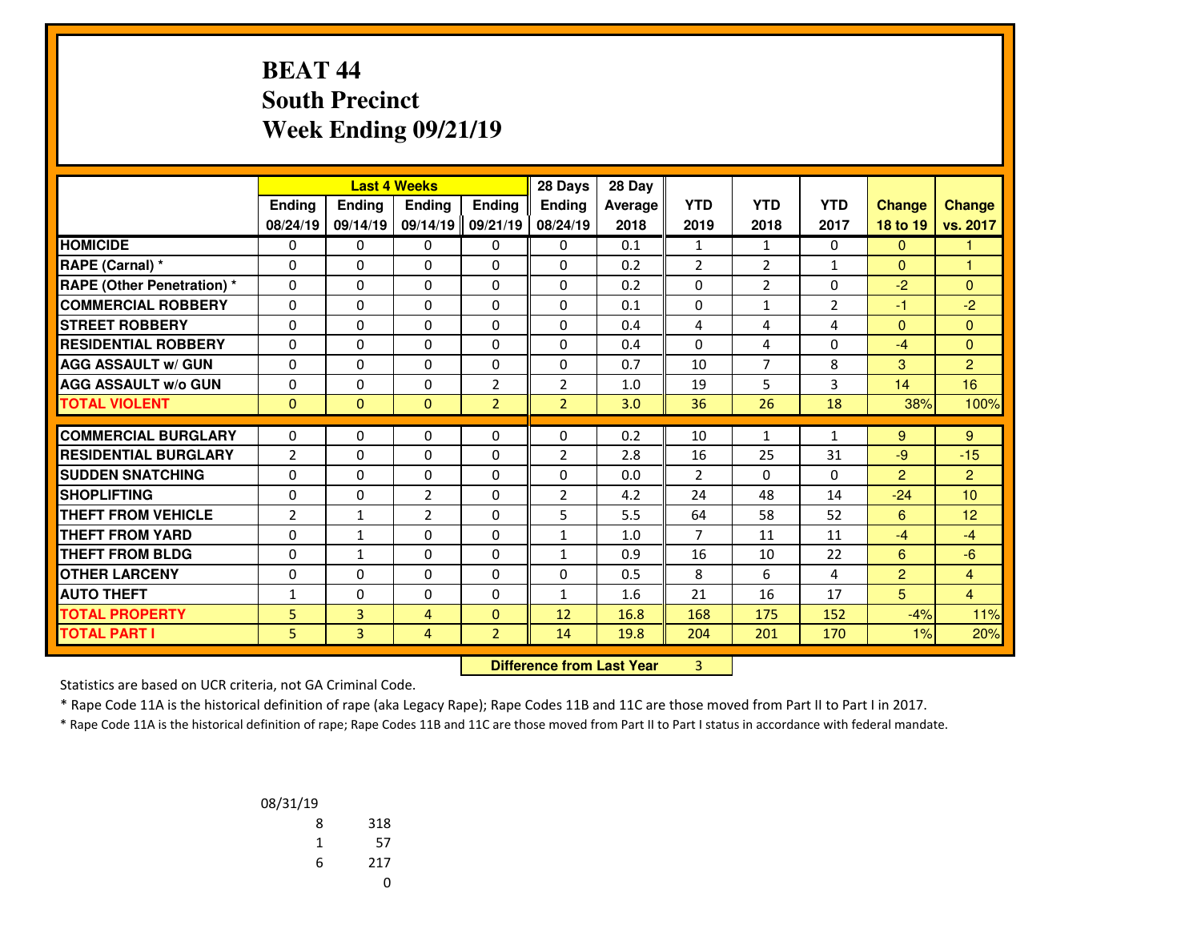# BEAT 44
## South Precinct
## Week Ending 09/21/19

| | Last 4 Weeks | | | | 28 Days | 28 Day | | | | | |
|---|---|---|---|---|---|---|---|---|---|---|---|
| | Ending 08/24/19 | Ending 09/14/19 | Ending 09/14/19 | Ending 09/21/19 | Ending 08/24/19 | Average 2018 | YTD 2019 | YTD 2018 | YTD 2017 | Change 18 to 19 | Change vs. 2017 |
| HOMICIDE | 0 | 0 | 0 | 0 | 0 | 0.1 | 1 | 1 | 0 | 0 | 1 |
| RAPE (Carnal) * | 0 | 0 | 0 | 0 | 0 | 0.2 | 2 | 2 | 1 | 0 | 1 |
| RAPE (Other Penetration) * | 0 | 0 | 0 | 0 | 0 | 0.2 | 0 | 2 | 0 | -2 | 0 |
| COMMERCIAL ROBBERY | 0 | 0 | 0 | 0 | 0 | 0.1 | 0 | 1 | 2 | -1 | -2 |
| STREET ROBBERY | 0 | 0 | 0 | 0 | 0 | 0.4 | 4 | 4 | 4 | 0 | 0 |
| RESIDENTIAL ROBBERY | 0 | 0 | 0 | 0 | 0 | 0.4 | 0 | 4 | 0 | -4 | 0 |
| AGG ASSAULT w/ GUN | 0 | 0 | 0 | 0 | 0 | 0.7 | 10 | 7 | 8 | 3 | 2 |
| AGG ASSAULT w/o GUN | 0 | 0 | 0 | 2 | 2 | 1.0 | 19 | 5 | 3 | 14 | 16 |
| TOTAL VIOLENT | 0 | 0 | 0 | 2 | 2 | 3.0 | 36 | 26 | 18 | 38% | 100% |
| COMMERCIAL BURGLARY | 0 | 0 | 0 | 0 | 0 | 0.2 | 10 | 1 | 1 | 9 | 9 |
| RESIDENTIAL BURGLARY | 2 | 0 | 0 | 0 | 2 | 2.8 | 16 | 25 | 31 | -9 | -15 |
| SUDDEN SNATCHING | 0 | 0 | 0 | 0 | 0 | 0.0 | 2 | 0 | 0 | 2 | 2 |
| SHOPLIFTING | 0 | 0 | 2 | 0 | 2 | 4.2 | 24 | 48 | 14 | -24 | 10 |
| THEFT FROM VEHICLE | 2 | 1 | 2 | 0 | 5 | 5.5 | 64 | 58 | 52 | 6 | 12 |
| THEFT FROM YARD | 0 | 1 | 0 | 0 | 1 | 1.0 | 7 | 11 | 11 | -4 | -4 |
| THEFT FROM BLDG | 0 | 1 | 0 | 0 | 1 | 0.9 | 16 | 10 | 22 | 6 | -6 |
| OTHER LARCENY | 0 | 0 | 0 | 0 | 0 | 0.5 | 8 | 6 | 4 | 2 | 4 |
| AUTO THEFT | 1 | 0 | 0 | 0 | 1 | 1.6 | 21 | 16 | 17 | 5 | 4 |
| TOTAL PROPERTY | 5 | 3 | 4 | 0 | 12 | 16.8 | 168 | 175 | 152 | -4% | 11% |
| TOTAL PART I | 5 | 3 | 4 | 2 | 14 | 19.8 | 204 | 201 | 170 | 1% | 20% |

**Difference from Last Year** 3

Statistics are based on UCR criteria, not GA Criminal Code.

* Rape Code 11A is the historical definition of rape (aka Legacy Rape); Rape Codes 11B and 11C are those moved from Part II to Part I in 2017.

* Rape Code 11A is the historical definition of rape; Rape Codes 11B and 11C are those moved from Part II to Part I status in accordance with federal mandate.

08/31/19

| | |
|---|---|
| 8 | 318 |
| 1 | 57 |
| 6 | 217 |
| | 0 |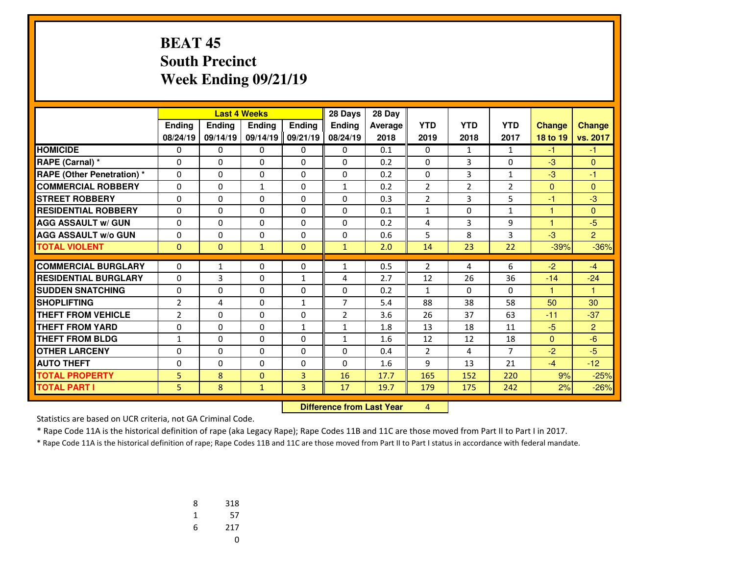# BEAT 45
## South Precinct
## Week Ending 09/21/19

| | Last 4 Weeks | | | | 28 Days | 28 Day | | | | | |
|---|---|---|---|---|---|---|---|---|---|---|---|
| | Ending 08/24/19 | Ending 09/14/19 | Ending 09/14/19 | Ending 09/21/19 | Ending 08/24/19 | Average 2018 | YTD 2019 | YTD 2018 | YTD 2017 | Change 18 to 19 | Change vs. 2017 |
| HOMICIDE | 0 | 0 | 0 | 0 | 0 | 0.1 | 0 | 1 | 1 | -1 | -1 |
| RAPE (Carnal) * | 0 | 0 | 0 | 0 | 0 | 0.2 | 0 | 3 | 0 | -3 | 0 |
| RAPE (Other Penetration) * | 0 | 0 | 0 | 0 | 0 | 0.2 | 0 | 3 | 1 | -3 | -1 |
| COMMERCIAL ROBBERY | 0 | 0 | 1 | 0 | 1 | 0.2 | 2 | 2 | 2 | 0 | 0 |
| STREET ROBBERY | 0 | 0 | 0 | 0 | 0 | 0.3 | 2 | 3 | 5 | -1 | -3 |
| RESIDENTIAL ROBBERY | 0 | 0 | 0 | 0 | 0 | 0.1 | 1 | 0 | 1 | 1 | 0 |
| AGG ASSAULT w/ GUN | 0 | 0 | 0 | 0 | 0 | 0.2 | 4 | 3 | 9 | 1 | -5 |
| AGG ASSAULT w/o GUN | 0 | 0 | 0 | 0 | 0 | 0.6 | 5 | 8 | 3 | -3 | 2 |
| TOTAL VIOLENT | 0 | 0 | 1 | 0 | 1 | 2.0 | 14 | 23 | 22 | -39% | -36% |
| COMMERCIAL BURGLARY | 0 | 1 | 0 | 0 | 1 | 0.5 | 2 | 4 | 6 | -2 | -4 |
| RESIDENTIAL BURGLARY | 0 | 3 | 0 | 1 | 4 | 2.7 | 12 | 26 | 36 | -14 | -24 |
| SUDDEN SNATCHING | 0 | 0 | 0 | 0 | 0 | 0.2 | 1 | 0 | 0 | 1 | 1 |
| SHOPLIFTING | 2 | 4 | 0 | 1 | 7 | 5.4 | 88 | 38 | 58 | 50 | 30 |
| THEFT FROM VEHICLE | 2 | 0 | 0 | 0 | 2 | 3.6 | 26 | 37 | 63 | -11 | -37 |
| THEFT FROM YARD | 0 | 0 | 0 | 1 | 1 | 1.8 | 13 | 18 | 11 | -5 | 2 |
| THEFT FROM BLDG | 1 | 0 | 0 | 0 | 1 | 1.6 | 12 | 12 | 18 | 0 | -6 |
| OTHER LARCENY | 0 | 0 | 0 | 0 | 0 | 0.4 | 2 | 4 | 7 | -2 | -5 |
| AUTO THEFT | 0 | 0 | 0 | 0 | 0 | 1.6 | 9 | 13 | 21 | -4 | -12 |
| TOTAL PROPERTY | 5 | 8 | 0 | 3 | 16 | 17.7 | 165 | 152 | 220 | 9% | -25% |
| TOTAL PART I | 5 | 8 | 1 | 3 | 17 | 19.7 | 179 | 175 | 242 | 2% | -26% |

**Difference from Last Year** 4

Statistics are based on UCR criteria, not GA Criminal Code.

* Rape Code 11A is the historical definition of rape (aka Legacy Rape); Rape Codes 11B and 11C are those moved from Part II to Part I in 2017.

* Rape Code 11A is the historical definition of rape; Rape Codes 11B and 11C are those moved from Part II to Part I status in accordance with federal mandate.

| | |
|---|---|
| 8 | 318 |
| 1 | 57 |
| 6 | 217 |
| | 0 |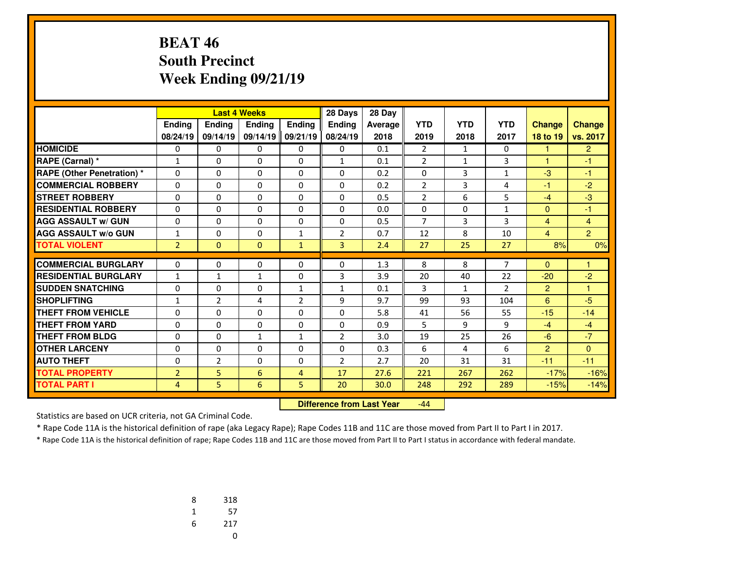# BEAT 46
## South Precinct
## Week Ending 09/21/19

| | Last 4 Weeks | | | | 28 Days | 28 Day | | | | | |
|---|---|---|---|---|---|---|---|---|---|---|---|
| | Ending 08/24/19 | Ending 09/14/19 | Ending 09/14/19 | Ending 09/21/19 | Ending 08/24/19 | Average 2018 | YTD 2019 | YTD 2018 | YTD 2017 | Change 18 to 19 | Change vs. 2017 |
| HOMICIDE | 0 | 0 | 0 | 0 | 0 | 0.1 | 2 | 1 | 0 | 1 | 2 |
| RAPE (Carnal) * | 1 | 0 | 0 | 0 | 1 | 0.1 | 2 | 1 | 3 | 1 | -1 |
| RAPE (Other Penetration) * | 0 | 0 | 0 | 0 | 0 | 0.2 | 0 | 3 | 1 | -3 | -1 |
| COMMERCIAL ROBBERY | 0 | 0 | 0 | 0 | 0 | 0.2 | 2 | 3 | 4 | -1 | -2 |
| STREET ROBBERY | 0 | 0 | 0 | 0 | 0 | 0.5 | 2 | 6 | 5 | -4 | -3 |
| RESIDENTIAL ROBBERY | 0 | 0 | 0 | 0 | 0 | 0.0 | 0 | 0 | 1 | 0 | -1 |
| AGG ASSAULT w/ GUN | 0 | 0 | 0 | 0 | 0 | 0.5 | 7 | 3 | 3 | 4 | 4 |
| AGG ASSAULT w/o GUN | 1 | 0 | 0 | 1 | 2 | 0.7 | 12 | 8 | 10 | 4 | 2 |
| TOTAL VIOLENT | 2 | 0 | 0 | 1 | 3 | 2.4 | 27 | 25 | 27 | 8% | 0% |
| COMMERCIAL BURGLARY | 0 | 0 | 0 | 0 | 0 | 1.3 | 8 | 8 | 7 | 0 | 1 |
| RESIDENTIAL BURGLARY | 1 | 1 | 1 | 0 | 3 | 3.9 | 20 | 40 | 22 | -20 | -2 |
| SUDDEN SNATCHING | 0 | 0 | 0 | 1 | 1 | 0.1 | 3 | 1 | 2 | 2 | 1 |
| SHOPLIFTING | 1 | 2 | 4 | 2 | 9 | 9.7 | 99 | 93 | 104 | 6 | -5 |
| THEFT FROM VEHICLE | 0 | 0 | 0 | 0 | 0 | 5.8 | 41 | 56 | 55 | -15 | -14 |
| THEFT FROM YARD | 0 | 0 | 0 | 0 | 0 | 0.9 | 5 | 9 | 9 | -4 | -4 |
| THEFT FROM BLDG | 0 | 0 | 1 | 1 | 2 | 3.0 | 19 | 25 | 26 | -6 | -7 |
| OTHER LARCENY | 0 | 0 | 0 | 0 | 0 | 0.3 | 6 | 4 | 6 | 2 | 0 |
| AUTO THEFT | 0 | 2 | 0 | 0 | 2 | 2.7 | 20 | 31 | 31 | -11 | -11 |
| TOTAL PROPERTY | 2 | 5 | 6 | 4 | 17 | 27.6 | 221 | 267 | 262 | -17% | -16% |
| TOTAL PART I | 4 | 5 | 6 | 5 | 20 | 30.0 | 248 | 292 | 289 | -15% | -14% |

**Difference from Last Year** -44

Statistics are based on UCR criteria, not GA Criminal Code.

* Rape Code 11A is the historical definition of rape (aka Legacy Rape); Rape Codes 11B and 11C are those moved from Part II to Part I in 2017.

* Rape Code 11A is the historical definition of rape; Rape Codes 11B and 11C are those moved from Part II to Part I status in accordance with federal mandate.

| | |
|---|---|
| 8 | 318 |
| 1 | 57 |
| 6 | 217 |
| | 0 |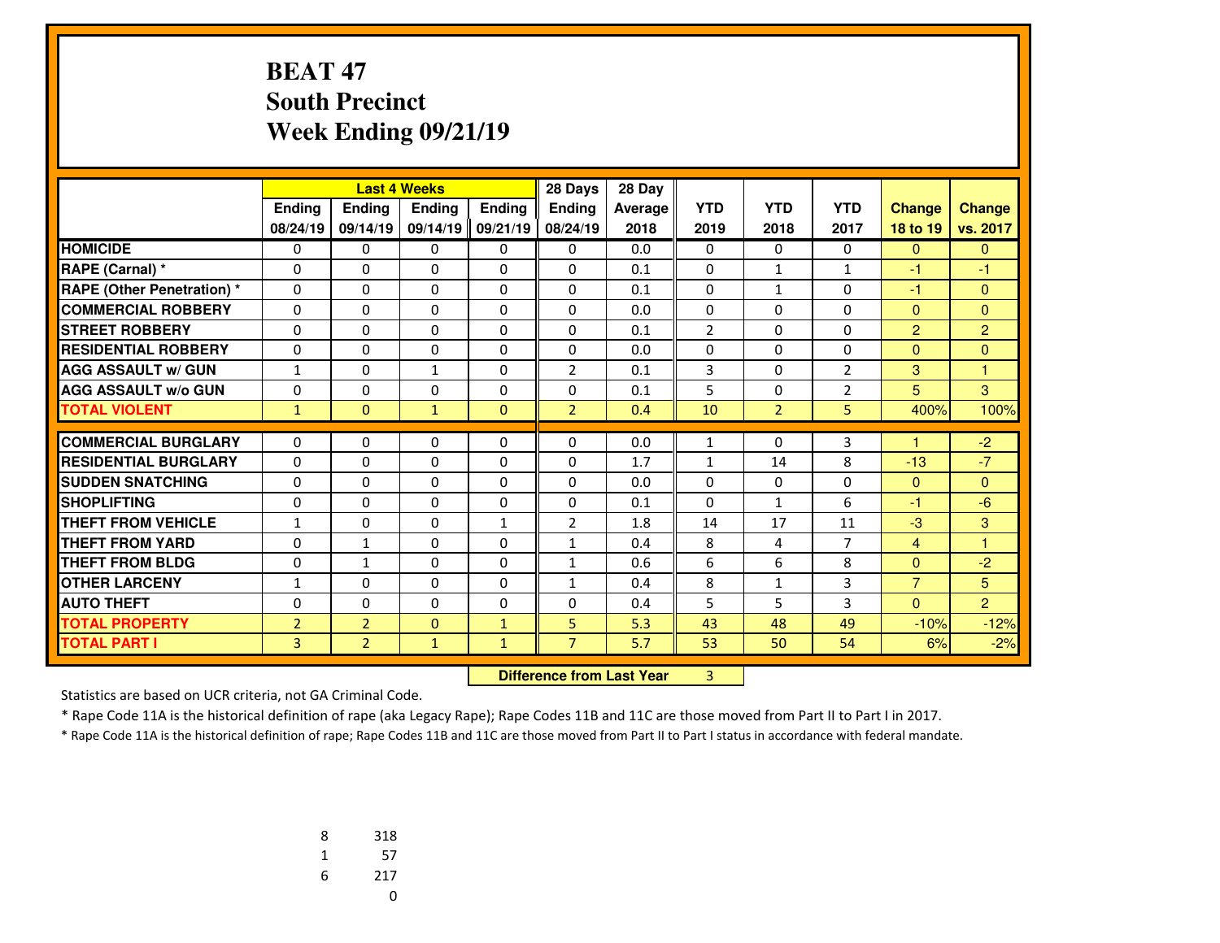# BEAT 47
## South Precinct
## Week Ending 09/21/19

| | Last 4 Weeks | | | | 28 Days | 28 Day | | | | | |
|---|---|---|---|---|---|---|---|---|---|---|---|
| | Ending 08/24/19 | Ending 09/14/19 | Ending 09/14/19 | Ending 09/21/19 | Ending 08/24/19 | Average 2018 | YTD 2019 | YTD 2018 | YTD 2017 | Change 18 to 19 | Change vs. 2017 |
| HOMICIDE | 0 | 0 | 0 | 0 | 0 | 0.0 | 0 | 0 | 0 | 0 | 0 |
| RAPE (Carnal) * | 0 | 0 | 0 | 0 | 0 | 0.1 | 0 | 1 | 1 | -1 | -1 |
| RAPE (Other Penetration) * | 0 | 0 | 0 | 0 | 0 | 0.1 | 0 | 1 | 0 | -1 | 0 |
| COMMERCIAL ROBBERY | 0 | 0 | 0 | 0 | 0 | 0.0 | 0 | 0 | 0 | 0 | 0 |
| STREET ROBBERY | 0 | 0 | 0 | 0 | 0 | 0.1 | 2 | 0 | 0 | 2 | 2 |
| RESIDENTIAL ROBBERY | 0 | 0 | 0 | 0 | 0 | 0.0 | 0 | 0 | 0 | 0 | 0 |
| AGG ASSAULT w/ GUN | 1 | 0 | 1 | 0 | 2 | 0.1 | 3 | 0 | 2 | 3 | 1 |
| AGG ASSAULT w/o GUN | 0 | 0 | 0 | 0 | 0 | 0.1 | 5 | 0 | 2 | 5 | 3 |
| TOTAL VIOLENT | 1 | 0 | 1 | 0 | 2 | 0.4 | 10 | 2 | 5 | 400% | 100% |
| COMMERCIAL BURGLARY | 0 | 0 | 0 | 0 | 0 | 0.0 | 1 | 0 | 3 | 1 | -2 |
| RESIDENTIAL BURGLARY | 0 | 0 | 0 | 0 | 0 | 1.7 | 1 | 14 | 8 | -13 | -7 |
| SUDDEN SNATCHING | 0 | 0 | 0 | 0 | 0 | 0.0 | 0 | 0 | 0 | 0 | 0 |
| SHOPLIFTING | 0 | 0 | 0 | 0 | 0 | 0.1 | 0 | 1 | 6 | -1 | -6 |
| THEFT FROM VEHICLE | 1 | 0 | 0 | 1 | 2 | 1.8 | 14 | 17 | 11 | -3 | 3 |
| THEFT FROM YARD | 0 | 1 | 0 | 0 | 1 | 0.4 | 8 | 4 | 7 | 4 | 1 |
| THEFT FROM BLDG | 0 | 1 | 0 | 0 | 1 | 0.6 | 6 | 6 | 8 | 0 | -2 |
| OTHER LARCENY | 1 | 0 | 0 | 0 | 1 | 0.4 | 8 | 1 | 3 | 7 | 5 |
| AUTO THEFT | 0 | 0 | 0 | 0 | 0 | 0.4 | 5 | 5 | 3 | 0 | 2 |
| TOTAL PROPERTY | 2 | 2 | 0 | 1 | 5 | 5.3 | 43 | 48 | 49 | -10% | -12% |
| TOTAL PART I | 3 | 2 | 1 | 1 | 7 | 5.7 | 53 | 50 | 54 | 6% | -2% |

**Difference from Last Year** 3

Statistics are based on UCR criteria, not GA Criminal Code.

* Rape Code 11A is the historical definition of rape (aka Legacy Rape); Rape Codes 11B and 11C are those moved from Part II to Part I in 2017.

* Rape Code 11A is the historical definition of rape; Rape Codes 11B and 11C are those moved from Part II to Part I status in accordance with federal mandate.

| | |
|---|---|
| 8 | 318 |
| 1 | 57 |
| 6 | 217 |
| | 0 |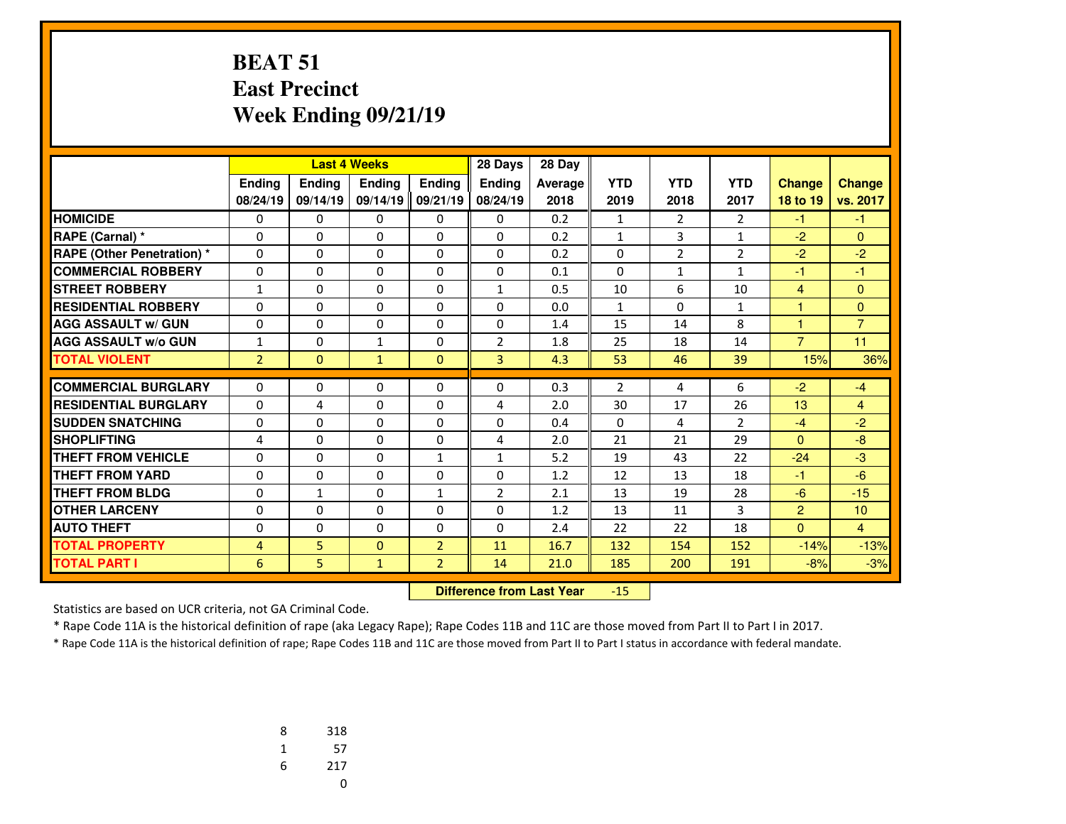# BEAT 51
## East Precinct
## Week Ending 09/21/19

| | Last 4 Weeks | | | | 28 Days | 28 Day | | | | | |
|---|---|---|---|---|---|---|---|---|---|---|---|
| | Ending 08/24/19 | Ending 09/14/19 | Ending 09/14/19 | Ending 09/21/19 | Ending 08/24/19 | Average 2018 | YTD 2019 | YTD 2018 | YTD 2017 | Change 18 to 19 | Change vs. 2017 |
| **HOMICIDE** | 0 | 0 | 0 | 0 | 0 | 0.2 | 1 | 2 | 2 | -1 | -1 |
| **RAPE (Carnal) *** | 0 | 0 | 0 | 0 | 0 | 0.2 | 1 | 3 | 1 | -2 | 0 |
| **RAPE (Other Penetration) *** | 0 | 0 | 0 | 0 | 0 | 0.2 | 0 | 2 | 2 | -2 | -2 |
| **COMMERCIAL ROBBERY** | 0 | 0 | 0 | 0 | 0 | 0.1 | 0 | 1 | 1 | -1 | -1 |
| **STREET ROBBERY** | 1 | 0 | 0 | 0 | 1 | 0.5 | 10 | 6 | 10 | 4 | 0 |
| **RESIDENTIAL ROBBERY** | 0 | 0 | 0 | 0 | 0 | 0.0 | 1 | 0 | 1 | 1 | 0 |
| **AGG ASSAULT w/ GUN** | 0 | 0 | 0 | 0 | 0 | 1.4 | 15 | 14 | 8 | 1 | 7 |
| **AGG ASSAULT w/o GUN** | 1 | 0 | 1 | 0 | 2 | 1.8 | 25 | 18 | 14 | 7 | 11 |
| **TOTAL VIOLENT** | 2 | 0 | 1 | 0 | 3 | 4.3 | 53 | 46 | 39 | 15% | 36% |
| **COMMERCIAL BURGLARY** | 0 | 0 | 0 | 0 | 0 | 0.3 | 2 | 4 | 6 | -2 | -4 |
| **RESIDENTIAL BURGLARY** | 0 | 4 | 0 | 0 | 4 | 2.0 | 30 | 17 | 26 | 13 | 4 |
| **SUDDEN SNATCHING** | 0 | 0 | 0 | 0 | 0 | 0.4 | 0 | 4 | 2 | -4 | -2 |
| **SHOPLIFTING** | 4 | 0 | 0 | 0 | 4 | 2.0 | 21 | 21 | 29 | 0 | -8 |
| **THEFT FROM VEHICLE** | 0 | 0 | 0 | 1 | 1 | 5.2 | 19 | 43 | 22 | -24 | -3 |
| **THEFT FROM YARD** | 0 | 0 | 0 | 0 | 0 | 1.2 | 12 | 13 | 18 | -1 | -6 |
| **THEFT FROM BLDG** | 0 | 1 | 0 | 1 | 2 | 2.1 | 13 | 19 | 28 | -6 | -15 |
| **OTHER LARCENY** | 0 | 0 | 0 | 0 | 0 | 1.2 | 13 | 11 | 3 | 2 | 10 |
| **AUTO THEFT** | 0 | 0 | 0 | 0 | 0 | 2.4 | 22 | 22 | 18 | 0 | 4 |
| **TOTAL PROPERTY** | 4 | 5 | 0 | 2 | 11 | 16.7 | 132 | 154 | 152 | -14% | -13% |
| **TOTAL PART I** | 6 | 5 | 1 | 2 | 14 | 21.0 | 185 | 200 | 191 | -8% | -3% |

**Difference from Last Year** -15

Statistics are based on UCR criteria, not GA Criminal Code.

* Rape Code 11A is the historical definition of rape (aka Legacy Rape); Rape Codes 11B and 11C are those moved from Part II to Part I in 2017.

* Rape Code 11A is the historical definition of rape; Rape Codes 11B and 11C are those moved from Part II to Part I status in accordance with federal mandate.

| | |
|---|---|
| 8 | 318 |
| 1 | 57 |
| 6 | 217 |
| | 0 |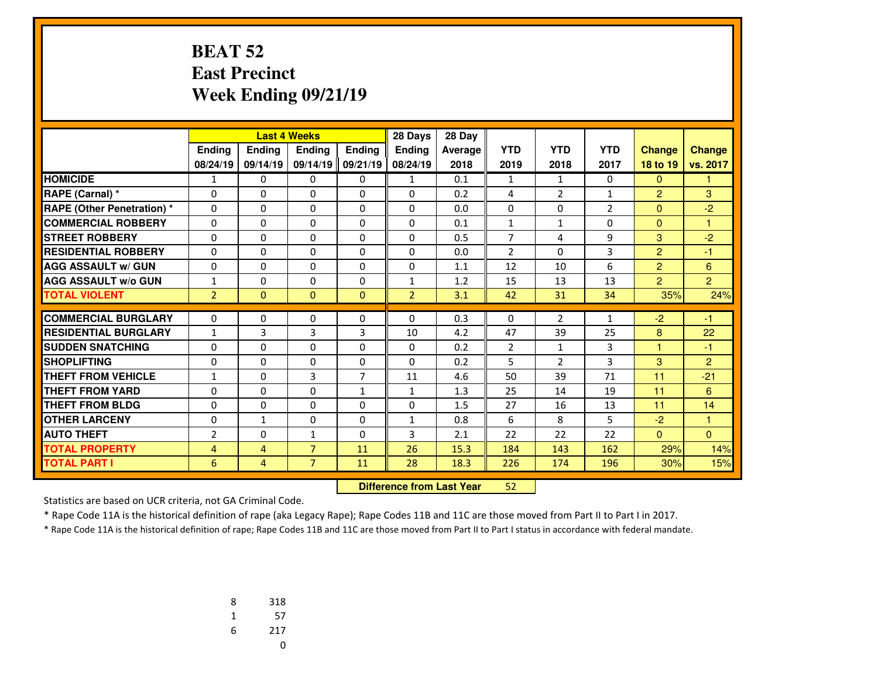# BEAT 52
# East Precinct
# Week Ending 09/21/19

| | Last 4 Weeks | | | | 28 Days | 28 Day | | | | | |
|---|---|---|---|---|---|---|---|---|---|---|---|
| | Ending 08/24/19 | Ending 09/14/19 | Ending 09/14/19 | Ending 09/21/19 | Ending 08/24/19 | Average 2018 | YTD 2019 | YTD 2018 | YTD 2017 | Change 18 to 19 | Change vs. 2017 |
| HOMICIDE | 1 | 0 | 0 | 0 | 1 | 0.1 | 1 | 1 | 0 | 0 | 1 |
| RAPE (Carnal) * | 0 | 0 | 0 | 0 | 0 | 0.2 | 4 | 2 | 1 | 2 | 3 |
| RAPE (Other Penetration) * | 0 | 0 | 0 | 0 | 0 | 0.0 | 0 | 0 | 2 | 0 | -2 |
| COMMERCIAL ROBBERY | 0 | 0 | 0 | 0 | 0 | 0.1 | 1 | 1 | 0 | 0 | 1 |
| STREET ROBBERY | 0 | 0 | 0 | 0 | 0 | 0.5 | 7 | 4 | 9 | 3 | -2 |
| RESIDENTIAL ROBBERY | 0 | 0 | 0 | 0 | 0 | 0.0 | 2 | 0 | 3 | 2 | -1 |
| AGG ASSAULT w/ GUN | 0 | 0 | 0 | 0 | 0 | 1.1 | 12 | 10 | 6 | 2 | 6 |
| AGG ASSAULT w/o GUN | 1 | 0 | 0 | 0 | 1 | 1.2 | 15 | 13 | 13 | 2 | 2 |
| TOTAL VIOLENT | 2 | 0 | 0 | 0 | 2 | 3.1 | 42 | 31 | 34 | 35% | 24% |
| COMMERCIAL BURGLARY | 0 | 0 | 0 | 0 | 0 | 0.3 | 0 | 2 | 1 | -2 | -1 |
| RESIDENTIAL BURGLARY | 1 | 3 | 3 | 3 | 10 | 4.2 | 47 | 39 | 25 | 8 | 22 |
| SUDDEN SNATCHING | 0 | 0 | 0 | 0 | 0 | 0.2 | 2 | 1 | 3 | 1 | -1 |
| SHOPLIFTING | 0 | 0 | 0 | 0 | 0 | 0.2 | 5 | 2 | 3 | 3 | 2 |
| THEFT FROM VEHICLE | 1 | 0 | 3 | 7 | 11 | 4.6 | 50 | 39 | 71 | 11 | -21 |
| THEFT FROM YARD | 0 | 0 | 0 | 1 | 1 | 1.3 | 25 | 14 | 19 | 11 | 6 |
| THEFT FROM BLDG | 0 | 0 | 0 | 0 | 0 | 1.5 | 27 | 16 | 13 | 11 | 14 |
| OTHER LARCENY | 0 | 1 | 0 | 0 | 1 | 0.8 | 6 | 8 | 5 | -2 | 1 |
| AUTO THEFT | 2 | 0 | 1 | 0 | 3 | 2.1 | 22 | 22 | 22 | 0 | 0 |
| TOTAL PROPERTY | 4 | 4 | 7 | 11 | 26 | 15.3 | 184 | 143 | 162 | 29% | 14% |
| TOTAL PART I | 6 | 4 | 7 | 11 | 28 | 18.3 | 226 | 174 | 196 | 30% | 15% |

**Difference from Last Year** 52

Statistics are based on UCR criteria, not GA Criminal Code.

* Rape Code 11A is the historical definition of rape (aka Legacy Rape); Rape Codes 11B and 11C are those moved from Part II to Part I in 2017.

* Rape Code 11A is the historical definition of rape; Rape Codes 11B and 11C are those moved from Part II to Part I status in accordance with federal mandate.

| | |
|---|---|
| 8 | 318 |
| 1 | 57 |
| 6 | 217 |
| | 0 |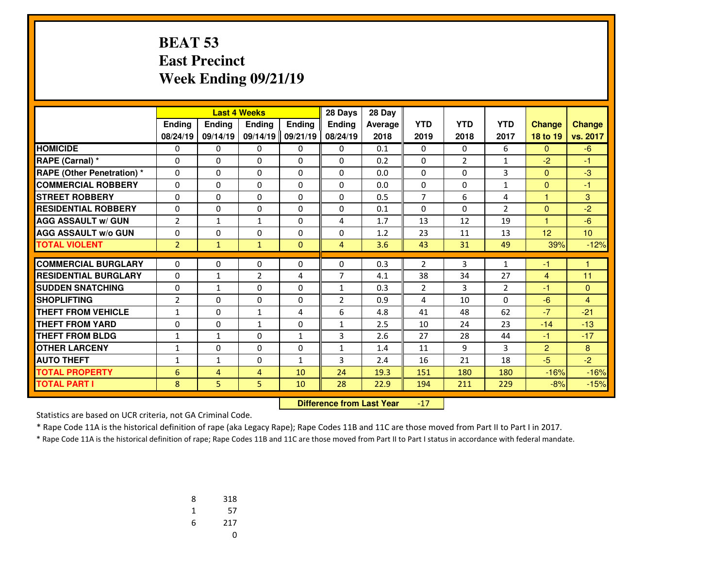# BEAT 53
# East Precinct
# Week Ending 09/21/19

| | Last 4 Weeks | | | | 28 Days | 28 Day | | | | | |
|---|---|---|---|---|---|---|---|---|---|---|---|
| | Ending 08/24/19 | Ending 09/14/19 | Ending 09/14/19 | Ending 09/21/19 | Ending 08/24/19 | Average 2018 | YTD 2019 | YTD 2018 | YTD 2017 | Change 18 to 19 | Change vs. 2017 |
| HOMICIDE | 0 | 0 | 0 | 0 | 0 | 0.1 | 0 | 0 | 6 | 0 | -6 |
| RAPE (Carnal) * | 0 | 0 | 0 | 0 | 0 | 0.2 | 0 | 2 | 1 | -2 | -1 |
| RAPE (Other Penetration) * | 0 | 0 | 0 | 0 | 0 | 0.0 | 0 | 0 | 3 | 0 | -3 |
| COMMERCIAL ROBBERY | 0 | 0 | 0 | 0 | 0 | 0.0 | 0 | 0 | 1 | 0 | -1 |
| STREET ROBBERY | 0 | 0 | 0 | 0 | 0 | 0.5 | 7 | 6 | 4 | 1 | 3 |
| RESIDENTIAL ROBBERY | 0 | 0 | 0 | 0 | 0 | 0.1 | 0 | 0 | 2 | 0 | -2 |
| AGG ASSAULT w/ GUN | 2 | 1 | 1 | 0 | 4 | 1.7 | 13 | 12 | 19 | 1 | -6 |
| AGG ASSAULT w/o GUN | 0 | 0 | 0 | 0 | 0 | 1.2 | 23 | 11 | 13 | 12 | 10 |
| TOTAL VIOLENT | 2 | 1 | 1 | 0 | 4 | 3.6 | 43 | 31 | 49 | 39% | -12% |
| COMMERCIAL BURGLARY | 0 | 0 | 0 | 0 | 0 | 0.3 | 2 | 3 | 1 | -1 | 1 |
| RESIDENTIAL BURGLARY | 0 | 1 | 2 | 4 | 7 | 4.1 | 38 | 34 | 27 | 4 | 11 |
| SUDDEN SNATCHING | 0 | 1 | 0 | 0 | 1 | 0.3 | 2 | 3 | 2 | -1 | 0 |
| SHOPLIFTING | 2 | 0 | 0 | 0 | 2 | 0.9 | 4 | 10 | 0 | -6 | 4 |
| THEFT FROM VEHICLE | 1 | 0 | 1 | 4 | 6 | 4.8 | 41 | 48 | 62 | -7 | -21 |
| THEFT FROM YARD | 0 | 0 | 1 | 0 | 1 | 2.5 | 10 | 24 | 23 | -14 | -13 |
| THEFT FROM BLDG | 1 | 1 | 0 | 1 | 3 | 2.6 | 27 | 28 | 44 | -1 | -17 |
| OTHER LARCENY | 1 | 0 | 0 | 0 | 1 | 1.4 | 11 | 9 | 3 | 2 | 8 |
| AUTO THEFT | 1 | 1 | 0 | 1 | 3 | 2.4 | 16 | 21 | 18 | -5 | -2 |
| TOTAL PROPERTY | 6 | 4 | 4 | 10 | 24 | 19.3 | 151 | 180 | 180 | -16% | -16% |
| TOTAL PART I | 8 | 5 | 5 | 10 | 28 | 22.9 | 194 | 211 | 229 | -8% | -15% |

**Difference from Last Year** -17

Statistics are based on UCR criteria, not GA Criminal Code.

* Rape Code 11A is the historical definition of rape (aka Legacy Rape); Rape Codes 11B and 11C are those moved from Part II to Part I in 2017.

* Rape Code 11A is the historical definition of rape; Rape Codes 11B and 11C are those moved from Part II to Part I status in accordance with federal mandate.

| | |
|---|---|
| 8 | 318 |
| 1 | 57 |
| 6 | 217 |
| | 0 |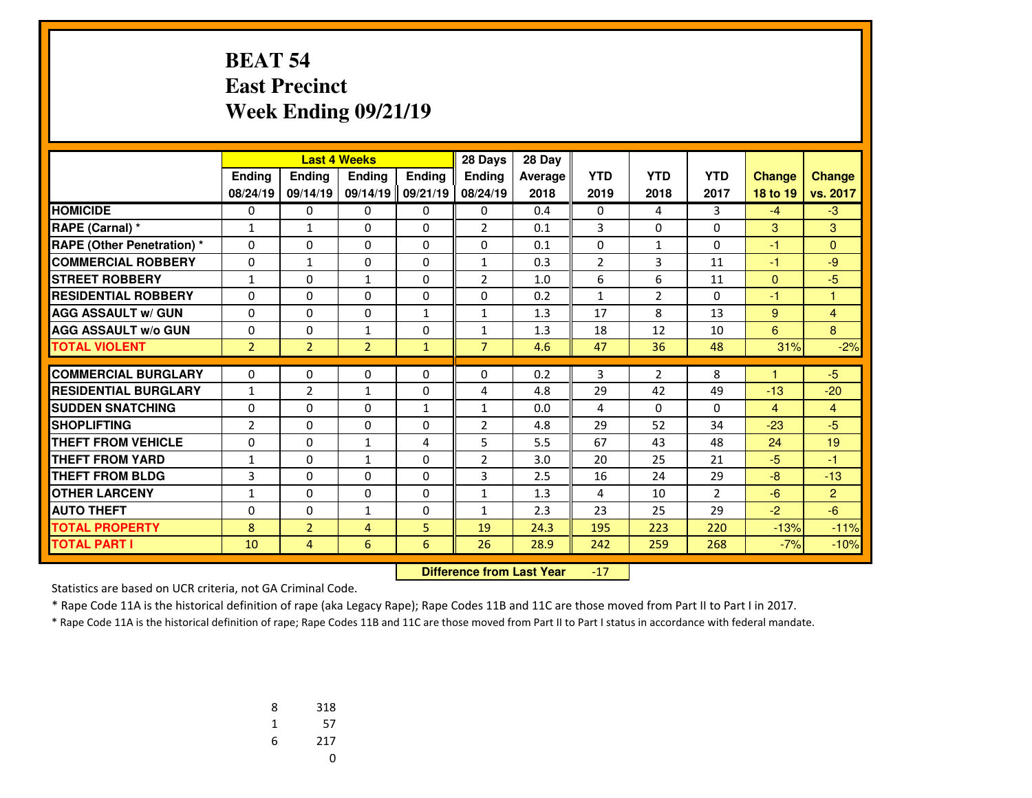# BEAT 54
# East Precinct
# Week Ending 09/21/19

| | Last 4 Weeks | | | | 28 Days | 28 Day | | | | | |
|---|---|---|---|---|---|---|---|---|---|---|---|
| | Ending 08/24/19 | Ending 09/14/19 | Ending 09/14/19 | Ending 09/21/19 | Ending 08/24/19 | Average 2018 | YTD 2019 | YTD 2018 | YTD 2017 | Change 18 to 19 | Change vs. 2017 |
| HOMICIDE | 0 | 0 | 0 | 0 | 0 | 0.4 | 0 | 4 | 3 | -4 | -3 |
| RAPE (Carnal) * | 1 | 1 | 0 | 0 | 2 | 0.1 | 3 | 0 | 0 | 3 | 3 |
| RAPE (Other Penetration) * | 0 | 0 | 0 | 0 | 0 | 0.1 | 0 | 1 | 0 | -1 | 0 |
| COMMERCIAL ROBBERY | 0 | 1 | 0 | 0 | 1 | 0.3 | 2 | 3 | 11 | -1 | -9 |
| STREET ROBBERY | 1 | 0 | 1 | 0 | 2 | 1.0 | 6 | 6 | 11 | 0 | -5 |
| RESIDENTIAL ROBBERY | 0 | 0 | 0 | 0 | 0 | 0.2 | 1 | 2 | 0 | -1 | 1 |
| AGG ASSAULT w/ GUN | 0 | 0 | 0 | 1 | 1 | 1.3 | 17 | 8 | 13 | 9 | 4 |
| AGG ASSAULT w/o GUN | 0 | 0 | 1 | 0 | 1 | 1.3 | 18 | 12 | 10 | 6 | 8 |
| TOTAL VIOLENT | 2 | 2 | 2 | 1 | 7 | 4.6 | 47 | 36 | 48 | 31% | -2% |
| COMMERCIAL BURGLARY | 0 | 0 | 0 | 0 | 0 | 0.2 | 3 | 2 | 8 | 1 | -5 |
| RESIDENTIAL BURGLARY | 1 | 2 | 1 | 0 | 4 | 4.8 | 29 | 42 | 49 | -13 | -20 |
| SUDDEN SNATCHING | 0 | 0 | 0 | 1 | 1 | 0.0 | 4 | 0 | 0 | 4 | 4 |
| SHOPLIFTING | 2 | 0 | 0 | 0 | 2 | 4.8 | 29 | 52 | 34 | -23 | -5 |
| THEFT FROM VEHICLE | 0 | 0 | 1 | 4 | 5 | 5.5 | 67 | 43 | 48 | 24 | 19 |
| THEFT FROM YARD | 1 | 0 | 1 | 0 | 2 | 3.0 | 20 | 25 | 21 | -5 | -1 |
| THEFT FROM BLDG | 3 | 0 | 0 | 0 | 3 | 2.5 | 16 | 24 | 29 | -8 | -13 |
| OTHER LARCENY | 1 | 0 | 0 | 0 | 1 | 1.3 | 4 | 10 | 2 | -6 | 2 |
| AUTO THEFT | 0 | 0 | 1 | 0 | 1 | 2.3 | 23 | 25 | 29 | -2 | -6 |
| TOTAL PROPERTY | 8 | 2 | 4 | 5 | 19 | 24.3 | 195 | 223 | 220 | -13% | -11% |
| TOTAL PART I | 10 | 4 | 6 | 6 | 26 | 28.9 | 242 | 259 | 268 | -7% | -10% |

**Difference from Last Year** -17

Statistics are based on UCR criteria, not GA Criminal Code.

* Rape Code 11A is the historical definition of rape (aka Legacy Rape); Rape Codes 11B and 11C are those moved from Part II to Part I in 2017.

* Rape Code 11A is the historical definition of rape; Rape Codes 11B and 11C are those moved from Part II to Part I status in accordance with federal mandate.

| | |
|---|---|
| 8 | 318 |
| 1 | 57 |
| 6 | 217 |
| | 0 |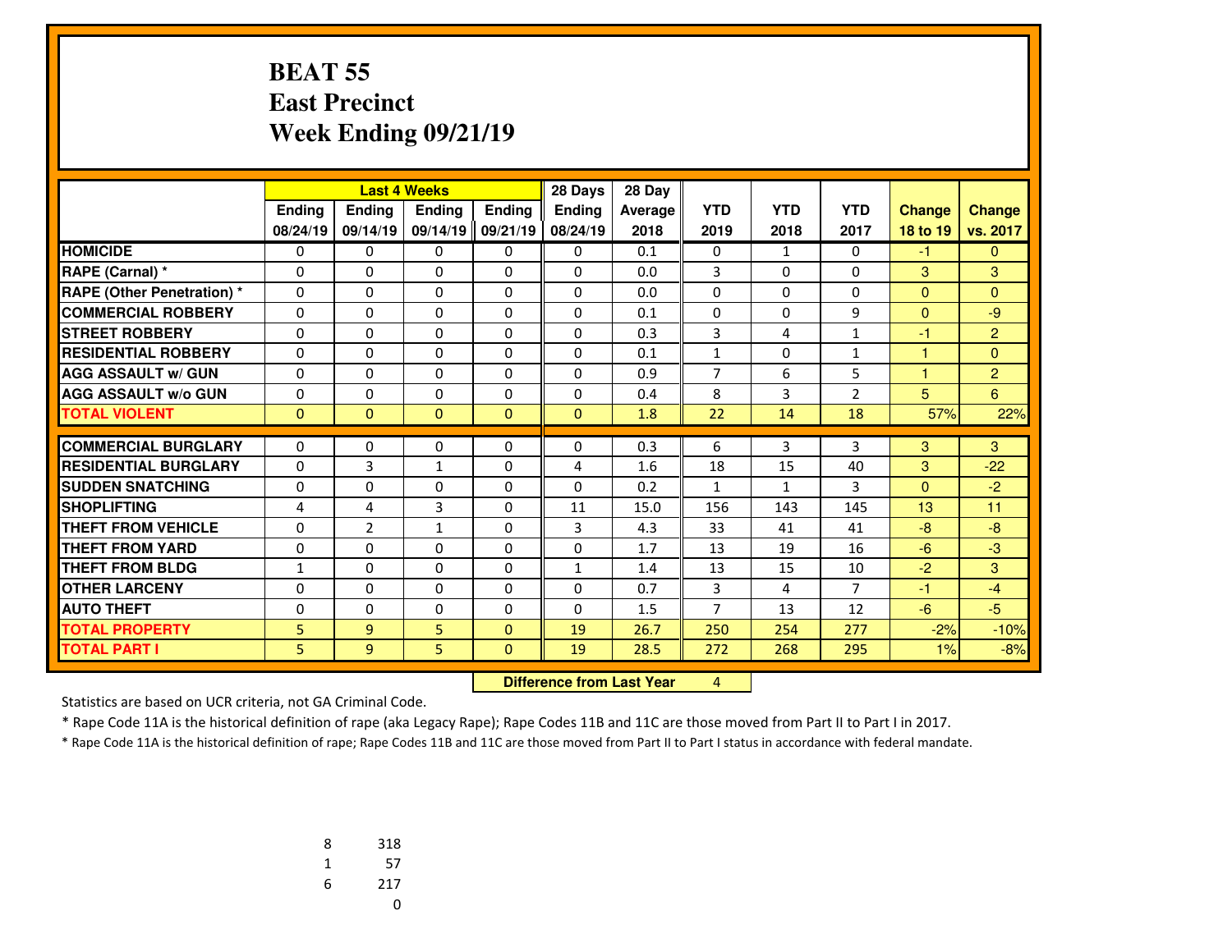# BEAT 55
# East Precinct
# Week Ending 09/21/19

| | Last 4 Weeks | | | | 28 Days | 28 Day | | | | | |
|---|---|---|---|---|---|---|---|---|---|---|---|
| | Ending 08/24/19 | Ending 09/14/19 | Ending 09/14/19 | Ending 09/21/19 | Ending 08/24/19 | Average 2018 | YTD 2019 | YTD 2018 | YTD 2017 | Change 18 to 19 | Change vs. 2017 |
| HOMICIDE | 0 | 0 | 0 | 0 | 0 | 0.1 | 0 | 1 | 0 | -1 | 0 |
| RAPE (Carnal) * | 0 | 0 | 0 | 0 | 0 | 0.0 | 3 | 0 | 0 | 3 | 3 |
| RAPE (Other Penetration) * | 0 | 0 | 0 | 0 | 0 | 0.0 | 0 | 0 | 0 | 0 | 0 |
| COMMERCIAL ROBBERY | 0 | 0 | 0 | 0 | 0 | 0.1 | 0 | 0 | 9 | 0 | -9 |
| STREET ROBBERY | 0 | 0 | 0 | 0 | 0 | 0.3 | 3 | 4 | 1 | -1 | 2 |
| RESIDENTIAL ROBBERY | 0 | 0 | 0 | 0 | 0 | 0.1 | 1 | 0 | 1 | 1 | 0 |
| AGG ASSAULT w/ GUN | 0 | 0 | 0 | 0 | 0 | 0.9 | 7 | 6 | 5 | 1 | 2 |
| AGG ASSAULT w/o GUN | 0 | 0 | 0 | 0 | 0 | 0.4 | 8 | 3 | 2 | 5 | 6 |
| TOTAL VIOLENT | 0 | 0 | 0 | 0 | 0 | 1.8 | 22 | 14 | 18 | 57% | 22% |
| COMMERCIAL BURGLARY | 0 | 0 | 0 | 0 | 0 | 0.3 | 6 | 3 | 3 | 3 | 3 |
| RESIDENTIAL BURGLARY | 0 | 3 | 1 | 0 | 4 | 1.6 | 18 | 15 | 40 | 3 | -22 |
| SUDDEN SNATCHING | 0 | 0 | 0 | 0 | 0 | 0.2 | 1 | 1 | 3 | 0 | -2 |
| SHOPLIFTING | 4 | 4 | 3 | 0 | 11 | 15.0 | 156 | 143 | 145 | 13 | 11 |
| THEFT FROM VEHICLE | 0 | 2 | 1 | 0 | 3 | 4.3 | 33 | 41 | 41 | -8 | -8 |
| THEFT FROM YARD | 0 | 0 | 0 | 0 | 0 | 1.7 | 13 | 19 | 16 | -6 | -3 |
| THEFT FROM BLDG | 1 | 0 | 0 | 0 | 1 | 1.4 | 13 | 15 | 10 | -2 | 3 |
| OTHER LARCENY | 0 | 0 | 0 | 0 | 0 | 0.7 | 3 | 4 | 7 | -1 | -4 |
| AUTO THEFT | 0 | 0 | 0 | 0 | 0 | 1.5 | 7 | 13 | 12 | -6 | -5 |
| TOTAL PROPERTY | 5 | 9 | 5 | 0 | 19 | 26.7 | 250 | 254 | 277 | -2% | -10% |
| TOTAL PART I | 5 | 9 | 5 | 0 | 19 | 28.5 | 272 | 268 | 295 | 1% | -8% |

**Difference from Last Year** 4

Statistics are based on UCR criteria, not GA Criminal Code.

* Rape Code 11A is the historical definition of rape (aka Legacy Rape); Rape Codes 11B and 11C are those moved from Part II to Part I in 2017.

* Rape Code 11A is the historical definition of rape; Rape Codes 11B and 11C are those moved from Part II to Part I status in accordance with federal mandate.

| | |
|---|---|
| 8 | 318 |
| 1 | 57 |
| 6 | 217 |
| | 0 |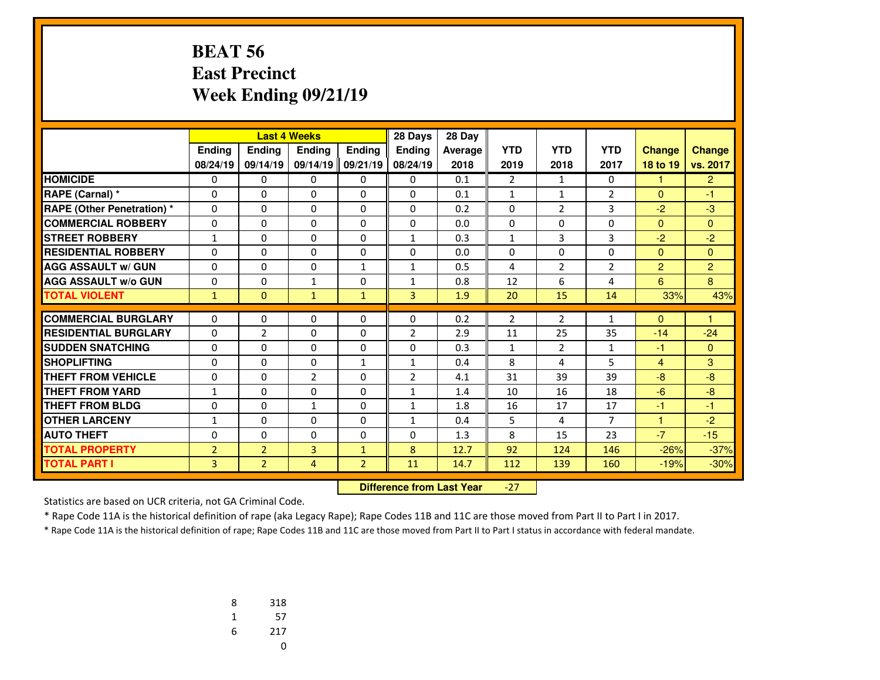# BEAT 56
# East Precinct
# Week Ending 09/21/19

| | Last 4 Weeks | | | | 28 Days | 28 Day | | | | | |
|---|---|---|---|---|---|---|---|---|---|---|---|
| | Ending 08/24/19 | Ending 09/14/19 | Ending 09/14/19 | Ending 09/21/19 | Ending 08/24/19 | Average 2018 | YTD 2019 | YTD 2018 | YTD 2017 | Change 18 to 19 | Change vs. 2017 |
| HOMICIDE | 0 | 0 | 0 | 0 | 0 | 0.1 | 2 | 1 | 0 | 1 | 2 |
| RAPE (Carnal) * | 0 | 0 | 0 | 0 | 0 | 0.1 | 1 | 1 | 2 | 0 | -1 |
| RAPE (Other Penetration) * | 0 | 0 | 0 | 0 | 0 | 0.2 | 0 | 2 | 3 | -2 | -3 |
| COMMERCIAL ROBBERY | 0 | 0 | 0 | 0 | 0 | 0.0 | 0 | 0 | 0 | 0 | 0 |
| STREET ROBBERY | 1 | 0 | 0 | 0 | 1 | 0.3 | 1 | 3 | 3 | -2 | -2 |
| RESIDENTIAL ROBBERY | 0 | 0 | 0 | 0 | 0 | 0.0 | 0 | 0 | 0 | 0 | 0 |
| AGG ASSAULT w/ GUN | 0 | 0 | 0 | 1 | 1 | 0.5 | 4 | 2 | 2 | 2 | 2 |
| AGG ASSAULT w/o GUN | 0 | 0 | 1 | 0 | 1 | 0.8 | 12 | 6 | 4 | 6 | 8 |
| TOTAL VIOLENT | 1 | 0 | 1 | 1 | 3 | 1.9 | 20 | 15 | 14 | 33% | 43% |
| COMMERCIAL BURGLARY | 0 | 0 | 0 | 0 | 0 | 0.2 | 2 | 2 | 1 | 0 | 1 |
| RESIDENTIAL BURGLARY | 0 | 2 | 0 | 0 | 2 | 2.9 | 11 | 25 | 35 | -14 | -24 |
| SUDDEN SNATCHING | 0 | 0 | 0 | 0 | 0 | 0.3 | 1 | 2 | 1 | -1 | 0 |
| SHOPLIFTING | 0 | 0 | 0 | 1 | 1 | 0.4 | 8 | 4 | 5 | 4 | 3 |
| THEFT FROM VEHICLE | 0 | 0 | 2 | 0 | 2 | 4.1 | 31 | 39 | 39 | -8 | -8 |
| THEFT FROM YARD | 1 | 0 | 0 | 0 | 1 | 1.4 | 10 | 16 | 18 | -6 | -8 |
| THEFT FROM BLDG | 0 | 0 | 1 | 0 | 1 | 1.8 | 16 | 17 | 17 | -1 | -1 |
| OTHER LARCENY | 1 | 0 | 0 | 0 | 1 | 0.4 | 5 | 4 | 7 | 1 | -2 |
| AUTO THEFT | 0 | 0 | 0 | 0 | 0 | 1.3 | 8 | 15 | 23 | -7 | -15 |
| TOTAL PROPERTY | 2 | 2 | 3 | 1 | 8 | 12.7 | 92 | 124 | 146 | -26% | -37% |
| TOTAL PART I | 3 | 2 | 4 | 2 | 11 | 14.7 | 112 | 139 | 160 | -19% | -30% |

**Difference from Last Year** -27

Statistics are based on UCR criteria, not GA Criminal Code.

* Rape Code 11A is the historical definition of rape (aka Legacy Rape); Rape Codes 11B and 11C are those moved from Part II to Part I in 2017.

* Rape Code 11A is the historical definition of rape; Rape Codes 11B and 11C are those moved from Part II to Part I status in accordance with federal mandate.

| | |
|---|---|
| 8 | 318 |
| 1 | 57 |
| 6 | 217 |
| | 0 |